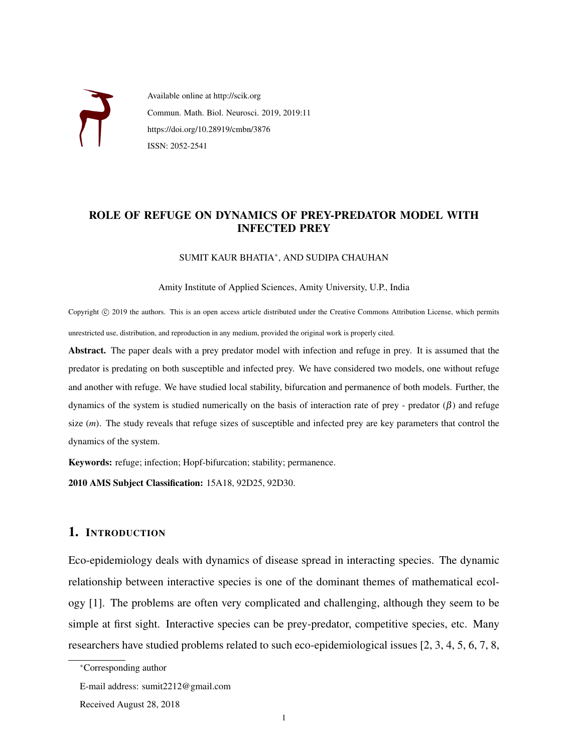Available online at http://scik.org

Commun. Math. Biol. Neurosci. 2019, 2019:11

https://doi.org/10.28919/cmbn/3876

ISSN: 2052-2541

# ROLE OF REFUGE ON DYNAMICS OF PREY-PREDATOR MODEL WITH INFECTED PREY

SUMIT KAUR BHATIA*, AND SUDIPA CHAUHAN

Amity Institute of Applied Sciences, Amity University, U.P., India

Copyright © 2019 the authors. This is an open access article distributed under the Creative Commons Attribution License, which permits unrestricted use, distribution, and reproduction in any medium, provided the original work is properly cited.

**Abstract.** The paper deals with a prey predator model with infection and refuge in prey. It is assumed that the predator is predating on both susceptible and infected prey. We have considered two models, one without refuge and another with refuge. We have studied local stability, bifurcation and permanence of both models. Further, the dynamics of the system is studied numerically on the basis of interaction rate of prey - predator ($\beta$) and refuge size ($m$). The study reveals that refuge sizes of susceptible and infected prey are key parameters that control the dynamics of the system.

**Keywords:** refuge; infection; Hopf-bifurcation; stability; permanence.

**2010 AMS Subject Classification:** 15A18, 92D25, 92D30.

## 1. Introduction

Eco-epidemiology deals with dynamics of disease spread in interacting species. The dynamic relationship between interactive species is one of the dominant themes of mathematical ecology [1]. The problems are often very complicated and challenging, although they seem to be simple at first sight. Interactive species can be prey-predator, competitive species, etc. Many researchers have studied problems related to such eco-epidemiological issues [2, 3, 4, 5, 6, 7, 8,

*Corresponding author

E-mail address: sumit2212@gmail.com

Received August 28, 2018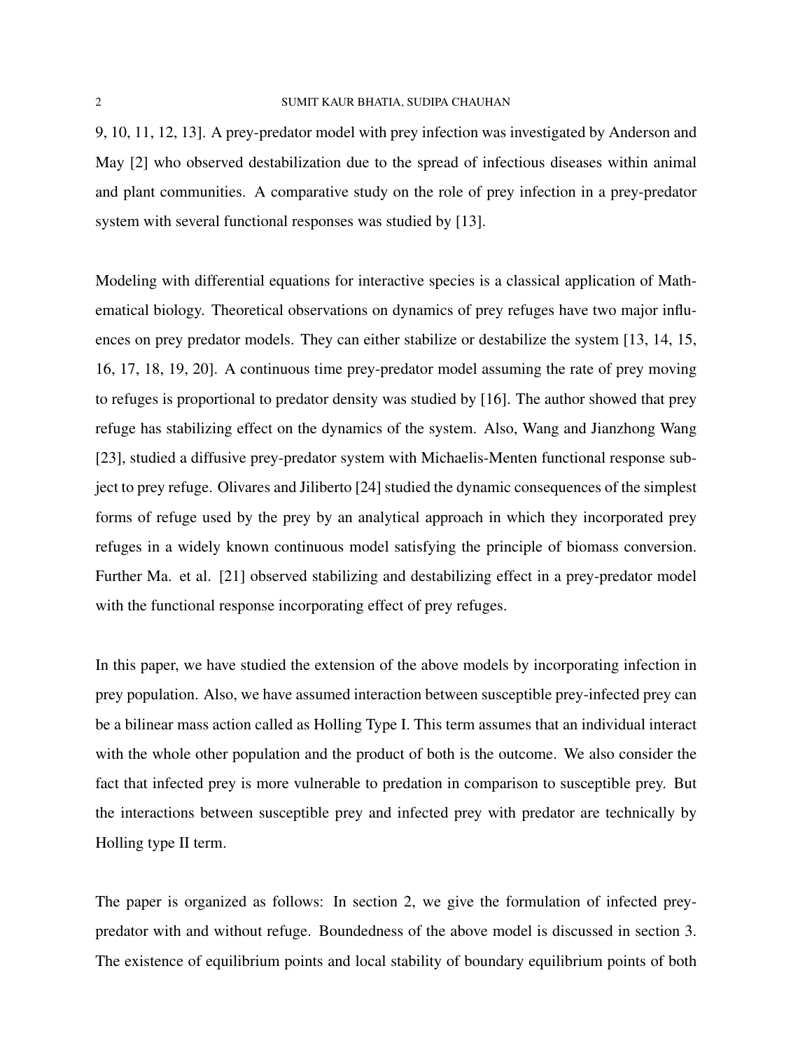9, 10, 11, 12, 13]. A prey-predator model with prey infection was investigated by Anderson and May [2] who observed destabilization due to the spread of infectious diseases within animal and plant communities. A comparative study on the role of prey infection in a prey-predator system with several functional responses was studied by [13].

Modeling with differential equations for interactive species is a classical application of Mathematical biology. Theoretical observations on dynamics of prey refuges have two major influences on prey predator models. They can either stabilize or destabilize the system [13, 14, 15, 16, 17, 18, 19, 20]. A continuous time prey-predator model assuming the rate of prey moving to refuges is proportional to predator density was studied by [16]. The author showed that prey refuge has stabilizing effect on the dynamics of the system. Also, Wang and Jianzhong Wang [23], studied a diffusive prey-predator system with Michaelis-Menten functional response subject to prey refuge. Olivares and Jiliberto [24] studied the dynamic consequences of the simplest forms of refuge used by the prey by an analytical approach in which they incorporated prey refuges in a widely known continuous model satisfying the principle of biomass conversion. Further Ma. et al. [21] observed stabilizing and destabilizing effect in a prey-predator model with the functional response incorporating effect of prey refuges.

In this paper, we have studied the extension of the above models by incorporating infection in prey population. Also, we have assumed interaction between susceptible prey-infected prey can be a bilinear mass action called as Holling Type I. This term assumes that an individual interact with the whole other population and the product of both is the outcome. We also consider the fact that infected prey is more vulnerable to predation in comparison to susceptible prey. But the interactions between susceptible prey and infected prey with predator are technically by Holling type II term.

The paper is organized as follows: In section 2, we give the formulation of infected prey-predator with and without refuge. Boundedness of the above model is discussed in section 3. The existence of equilibrium points and local stability of boundary equilibrium points of both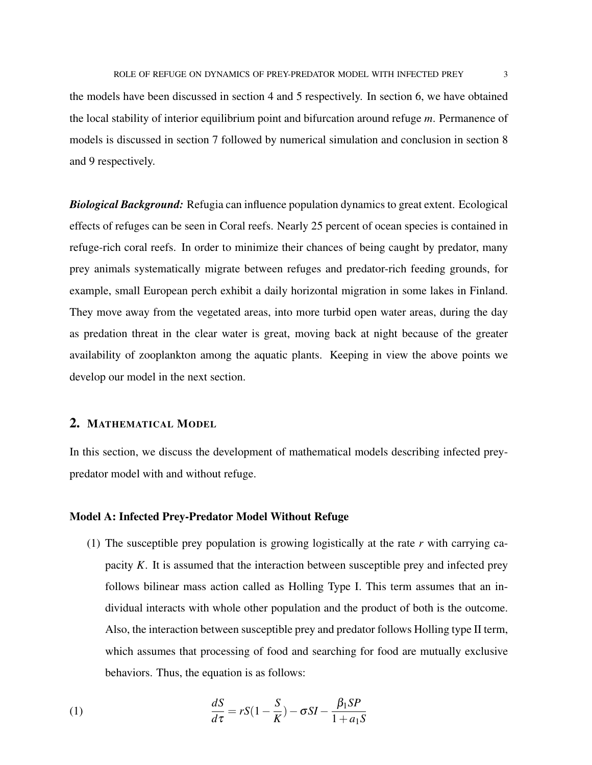the models have been discussed in section 4 and 5 respectively. In section 6, we have obtained the local stability of interior equilibrium point and bifurcation around refuge $m$. Permanence of models is discussed in section 7 followed by numerical simulation and conclusion in section 8 and 9 respectively.

***Biological Background:*** Refugia can influence population dynamics to great extent. Ecological effects of refuges can be seen in Coral reefs. Nearly 25 percent of ocean species is contained in refuge-rich coral reefs. In order to minimize their chances of being caught by predator, many prey animals systematically migrate between refuges and predator-rich feeding grounds, for example, small European perch exhibit a daily horizontal migration in some lakes in Finland. They move away from the vegetated areas, into more turbid open water areas, during the day as predation threat in the clear water is great, moving back at night because of the greater availability of zooplankton among the aquatic plants. Keeping in view the above points we develop our model in the next section.

## 2. Mathematical Model

In this section, we discuss the development of mathematical models describing infected prey-predator model with and without refuge.

### Model A: Infected Prey-Predator Model Without Refuge

(1) The susceptible prey population is growing logistically at the rate $r$ with carrying capacity $K$. It is assumed that the interaction between susceptible prey and infected prey follows bilinear mass action called as Holling Type I. This term assumes that an individual interacts with whole other population and the product of both is the outcome. Also, the interaction between susceptible prey and predator follows Holling type II term, which assumes that processing of food and searching for food are mutually exclusive behaviors. Thus, the equation is as follows:

$$\frac{dS}{d\tau} = rS(1 - \frac{S}{K}) - \sigma SI - \frac{\beta_1 SP}{1 + a_1 S} \tag{1}$$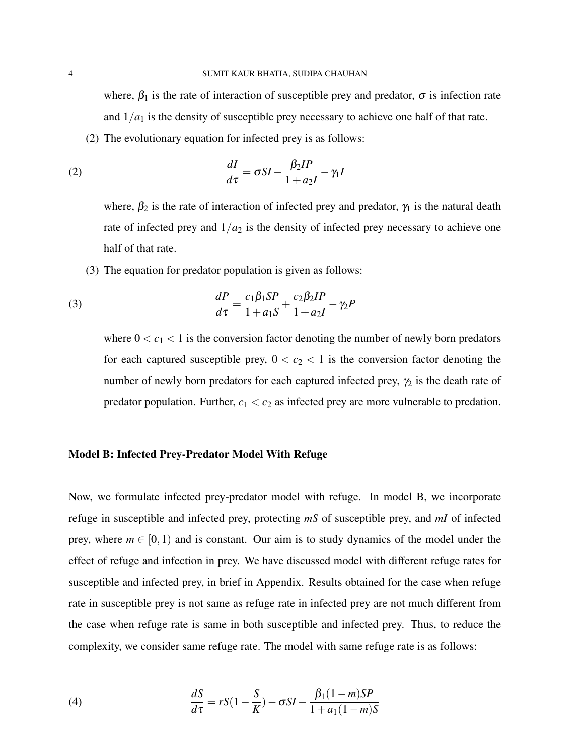where, $\beta_1$ is the rate of interaction of susceptible prey and predator, $\sigma$ is infection rate and $1/a_1$ is the density of susceptible prey necessary to achieve one half of that rate.

(2) The evolutionary equation for infected prey is as follows:

$$\frac{dI}{d\tau} = \sigma SI - \frac{\beta_2 IP}{1+a_2 I} - \gamma_1 I \tag{2}$$

where, $\beta_2$ is the rate of interaction of infected prey and predator, $\gamma_1$ is the natural death rate of infected prey and $1/a_2$ is the density of infected prey necessary to achieve one half of that rate.

(3) The equation for predator population is given as follows:

$$\frac{dP}{d\tau} = \frac{c_1 \beta_1 SP}{1+a_1 S} + \frac{c_2 \beta_2 IP}{1+a_2 I} - \gamma_2 P \tag{3}$$

where $0 < c_1 < 1$ is the conversion factor denoting the number of newly born predators for each captured susceptible prey, $0 < c_2 < 1$ is the conversion factor denoting the number of newly born predators for each captured infected prey, $\gamma_2$ is the death rate of predator population. Further, $c_1 < c_2$ as infected prey are more vulnerable to predation.

**Model B: Infected Prey-Predator Model With Refuge**

Now, we formulate infected prey-predator model with refuge. In model B, we incorporate refuge in susceptible and infected prey, protecting *mS* of susceptible prey, and *mI* of infected prey, where $m \in [0,1)$ and is constant. Our aim is to study dynamics of the model under the effect of refuge and infection in prey. We have discussed model with different refuge rates for susceptible and infected prey, in brief in Appendix. Results obtained for the case when refuge rate in susceptible prey is not same as refuge rate in infected prey are not much different from the case when refuge rate is same in both susceptible and infected prey. Thus, to reduce the complexity, we consider same refuge rate. The model with same refuge rate is as follows:

$$\frac{dS}{d\tau} = rS\left(1 - \frac{S}{K}\right) - \sigma SI - \frac{\beta_1 (1-m) SP}{1 + a_1 (1-m) S} \tag{4}$$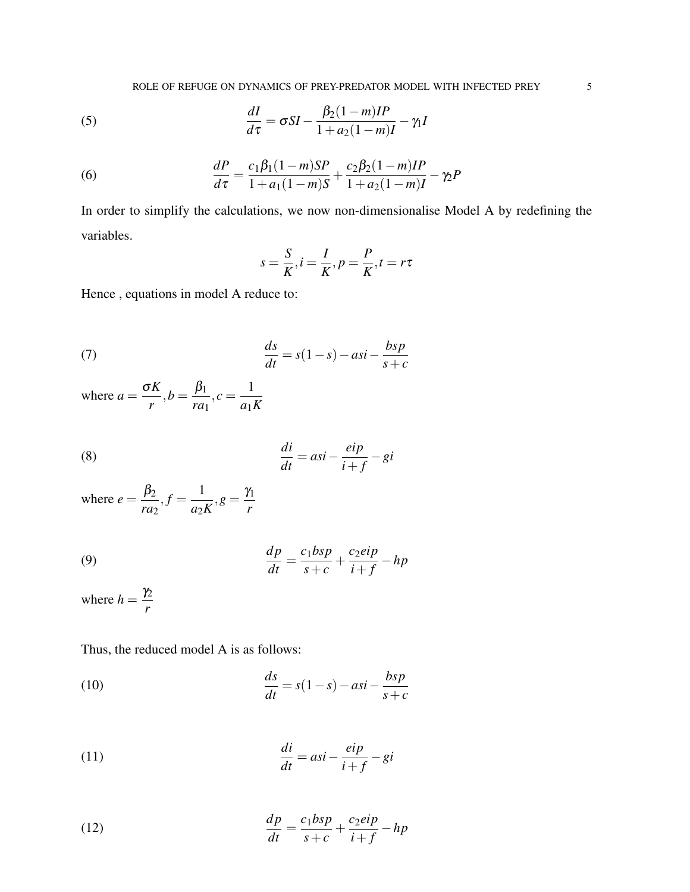$$\frac{dI}{d\tau} = \sigma SI - \frac{\beta_2(1-m)IP}{1+a_2(1-m)I} - \gamma_1 I \tag{5}$$

$$\frac{dP}{d\tau} = \frac{c_1\beta_1(1-m)SP}{1+a_1(1-m)S} + \frac{c_2\beta_2(1-m)IP}{1+a_2(1-m)I} - \gamma_2 P \tag{6}$$

In order to simplify the calculations, we now non-dimensionalise Model A by redefining the variables.

$$s = \frac{S}{K}, i = \frac{I}{K}, p = \frac{P}{K}, t = r\tau$$

Hence , equations in model A reduce to:

$$\frac{ds}{dt} = s(1-s) - asi - \frac{bsp}{s+c} \tag{7}$$

where $a = \frac{\sigma K}{r}, b = \frac{\beta_1}{ra_1}, c = \frac{1}{a_1 K}$

$$\frac{di}{dt} = asi - \frac{eip}{i+f} - gi \tag{8}$$

where $e = \frac{\beta_2}{ra_2}, f = \frac{1}{a_2 K}, g = \frac{\gamma_1}{r}$

$$\frac{dp}{dt} = \frac{c_1 bsp}{s+c} + \frac{c_2 eip}{i+f} - hp \tag{9}$$

where $h = \frac{\gamma_2}{r}$

Thus, the reduced model A is as follows:

$$\frac{ds}{dt} = s(1-s) - asi - \frac{bsp}{s+c} \tag{10}$$

$$\frac{di}{dt} = asi - \frac{eip}{i+f} - gi \tag{11}$$

$$\frac{dp}{dt} = \frac{c_1 bsp}{s+c} + \frac{c_2 eip}{i+f} - hp \tag{12}$$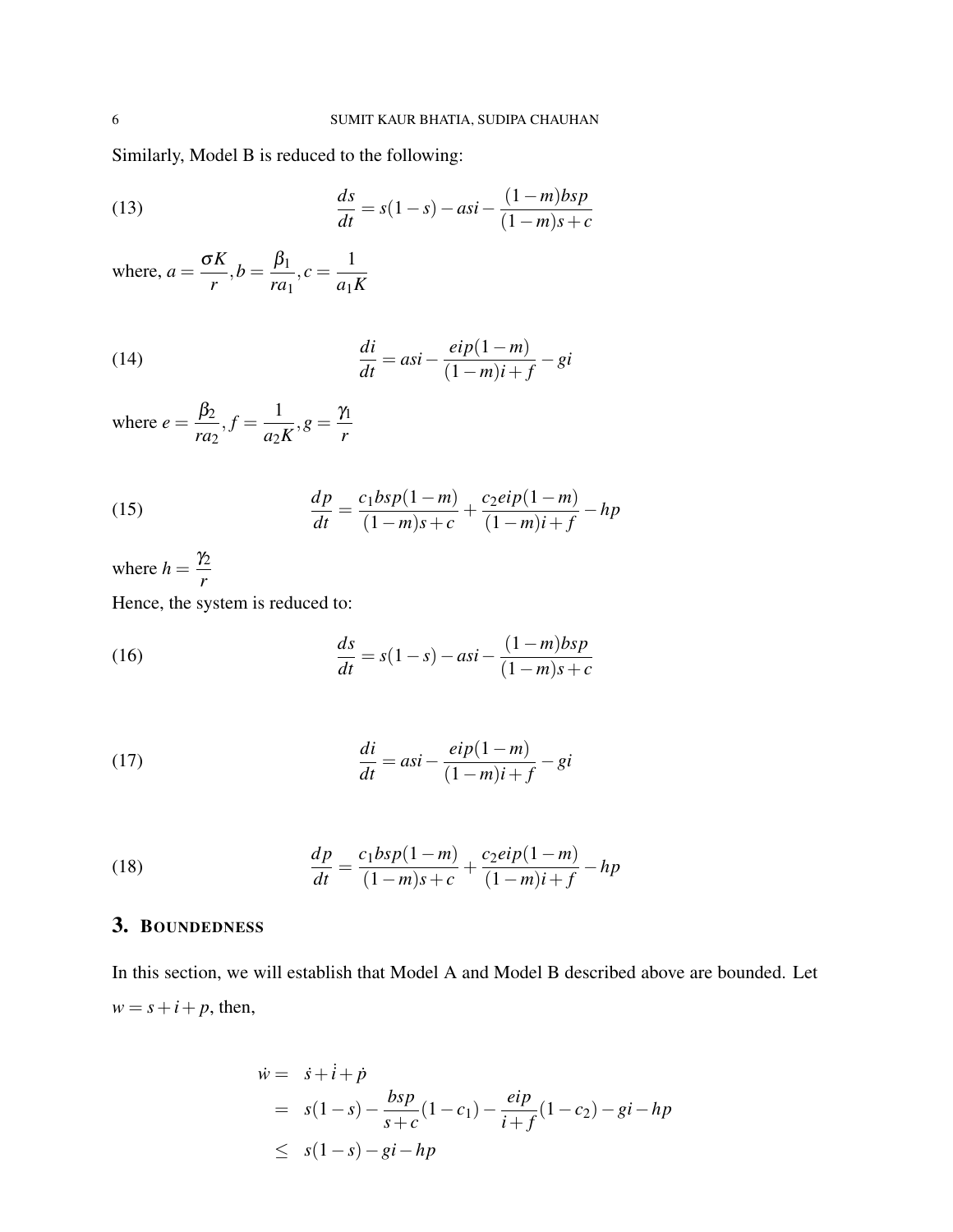Similarly, Model B is reduced to the following:

$$\frac{ds}{dt} = s(1-s) - asi - \frac{(1-m)bsp}{(1-m)s+c} \tag{13}$$

where, $a = \dfrac{\sigma K}{r}, b = \dfrac{\beta_1}{ra_1}, c = \dfrac{1}{a_1 K}$

$$\frac{di}{dt} = asi - \frac{eip(1-m)}{(1-m)i+f} - gi \tag{14}$$

where $e = \dfrac{\beta_2}{ra_2}, f = \dfrac{1}{a_2 K}, g = \dfrac{\gamma_1}{r}$

$$\frac{dp}{dt} = \frac{c_1 bsp(1-m)}{(1-m)s+c} + \frac{c_2 eip(1-m)}{(1-m)i+f} - hp \tag{15}$$

where $h = \dfrac{\gamma_2}{r}$

Hence, the system is reduced to:

$$\frac{ds}{dt} = s(1-s) - asi - \frac{(1-m)bsp}{(1-m)s+c} \tag{16}$$

$$\frac{di}{dt} = asi - \frac{eip(1-m)}{(1-m)i+f} - gi \tag{17}$$

$$\frac{dp}{dt} = \frac{c_1 bsp(1-m)}{(1-m)s+c} + \frac{c_2 eip(1-m)}{(1-m)i+f} - hp \tag{18}$$

## 3. Boundedness

In this section, we will establish that Model A and Model B described above are bounded. Let $w = s + i + p$, then,

$$\begin{aligned}
\dot{w} &= \dot{s} + \dot{i} + \dot{p} \\
&= s(1-s) - \frac{bsp}{s+c}(1-c_1) - \frac{eip}{i+f}(1-c_2) - gi - hp \\
&\leq s(1-s) - gi - hp
\end{aligned}$$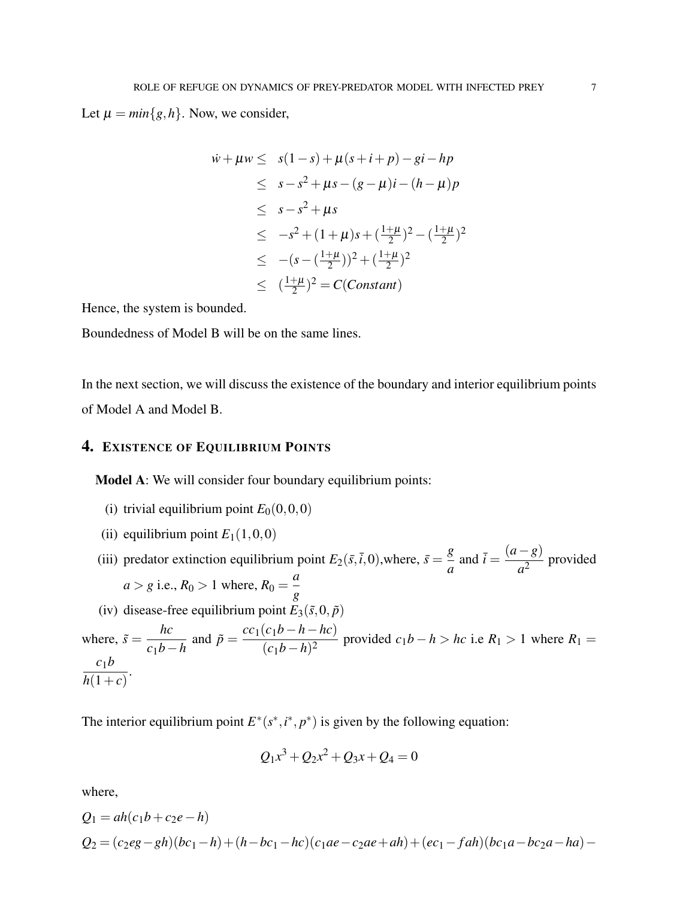Let $\mu = min\{g,h\}$. Now, we consider,

$$
\begin{aligned}
\dot{w} + \mu w \leq & \; s(1-s) + \mu(s+i+p) - gi - hp \\
\leq & \; s - s^2 + \mu s - (g-\mu)i - (h-\mu)p \\
\leq & \; s - s^2 + \mu s \\
\leq & \; -s^2 + (1+\mu)s + (\tfrac{1+\mu}{2})^2 - (\tfrac{1+\mu}{2})^2 \\
\leq & \; -(s - (\tfrac{1+\mu}{2}))^2 + (\tfrac{1+\mu}{2})^2 \\
\leq & \; (\tfrac{1+\mu}{2})^2 = C(Constant)
\end{aligned}
$$

Hence, the system is bounded.

Boundedness of Model B will be on the same lines.

In the next section, we will discuss the existence of the boundary and interior equilibrium points of Model A and Model B.

## 4. Existence of Equilibrium Points

**Model A**: We will consider four boundary equilibrium points:

(i) trivial equilibrium point $E_0(0,0,0)$

(ii) equilibrium point $E_1(1,0,0)$

(iii) predator extinction equilibrium point $E_2(\bar{s},\bar{i},0)$,where, $\bar{s} = \dfrac{g}{a}$ and $\bar{i} = \dfrac{(a-g)}{a^2}$ provided $a > g$ i.e., $R_0 > 1$ where, $R_0 = \dfrac{a}{g}$

(iv) disease-free equilibrium point $E_3(\tilde{s},0,\tilde{p})$

where, $\tilde{s} = \dfrac{hc}{c_1 b - h}$ and $\tilde{p} = \dfrac{cc_1(c_1 b - h - hc)}{(c_1 b - h)^2}$ provided $c_1 b - h > hc$ i.e $R_1 > 1$ where $R_1 = \dfrac{c_1 b}{h(1+c)}$.

The interior equilibrium point $E^*(s^*,i^*,p^*)$ is given by the following equation:

$$Q_1 x^3 + Q_2 x^2 + Q_3 x + Q_4 = 0$$

where,

$Q_1 = ah(c_1 b + c_2 e - h)$

$Q_2 = (c_2 eg - gh)(bc_1 - h) + (h - bc_1 - hc)(c_1 ae - c_2 ae + ah) + (ec_1 - fah)(bc_1 a - bc_2 a - ha) -$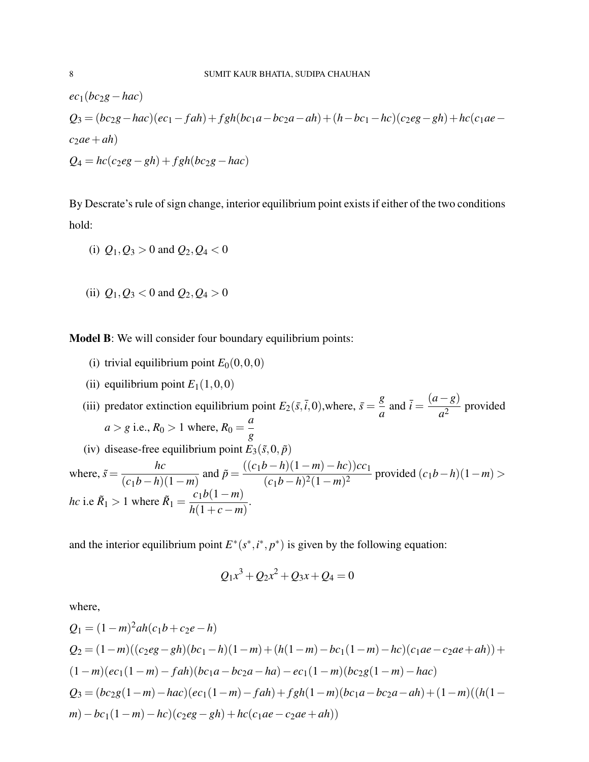$ec_1(bc_2g - hac)$

$Q_3 = (bc_2g - hac)(ec_1 - fah) + fgh(bc_1a - bc_2a - ah) + (h - bc_1 - hc)(c_2eg - gh) + hc(c_1ae - c_2ae + ah)$

$Q_4 = hc(c_2eg - gh) + fgh(bc_2g - hac)$

By Descrate's rule of sign change, interior equilibrium point exists if either of the two conditions hold:

(i) $Q_1, Q_3 > 0$ and $Q_2, Q_4 < 0$

(ii) $Q_1, Q_3 < 0$ and $Q_2, Q_4 > 0$

**Model B**: We will consider four boundary equilibrium points:

(i) trivial equilibrium point $E_0(0,0,0)$

(ii) equilibrium point $E_1(1,0,0)$

(iii) predator extinction equilibrium point $E_2(\bar{s}, \bar{i}, 0)$,where, $\bar{s} = \dfrac{g}{a}$ and $\bar{i} = \dfrac{(a-g)}{a^2}$ provided $a > g$ i.e., $R_0 > 1$ where, $R_0 = \dfrac{a}{g}$

(iv) disease-free equilibrium point $E_3(\tilde{s}, 0, \tilde{p})$

where, $\tilde{s} = \dfrac{hc}{(c_1b - h)(1-m)}$ and $\tilde{p} = \dfrac{((c_1b-h)(1-m) - hc))cc_1}{(c_1b-h)^2(1-m)^2}$ provided $(c_1b-h)(1-m) > hc$ i.e $\tilde{R}_1 > 1$ where $\tilde{R}_1 = \dfrac{c_1b(1-m)}{h(1+c-m)}$.

and the interior equilibrium point $E^*(s^*, i^*, p^*)$ is given by the following equation:

$$Q_1x^3 + Q_2x^2 + Q_3x + Q_4 = 0$$

where,

$Q_1 = (1-m)^2ah(c_1b + c_2e - h)$

$Q_2 = (1-m)((c_2eg - gh)(bc_1 - h)(1-m) + (h(1-m) - bc_1(1-m) - hc)(c_1ae - c_2ae + ah)) + (1-m)(ec_1(1-m) - fah)(bc_1a - bc_2a - ha) - ec_1(1-m)(bc_2g(1-m) - hac)$

$Q_3 = (bc_2g(1-m) - hac)(ec_1(1-m) - fah) + fgh(1-m)(bc_1a - bc_2a - ah) + (1-m)((h(1-m) - bc_1(1-m) - hc)(c_2eg - gh) + hc(c_1ae - c_2ae + ah))$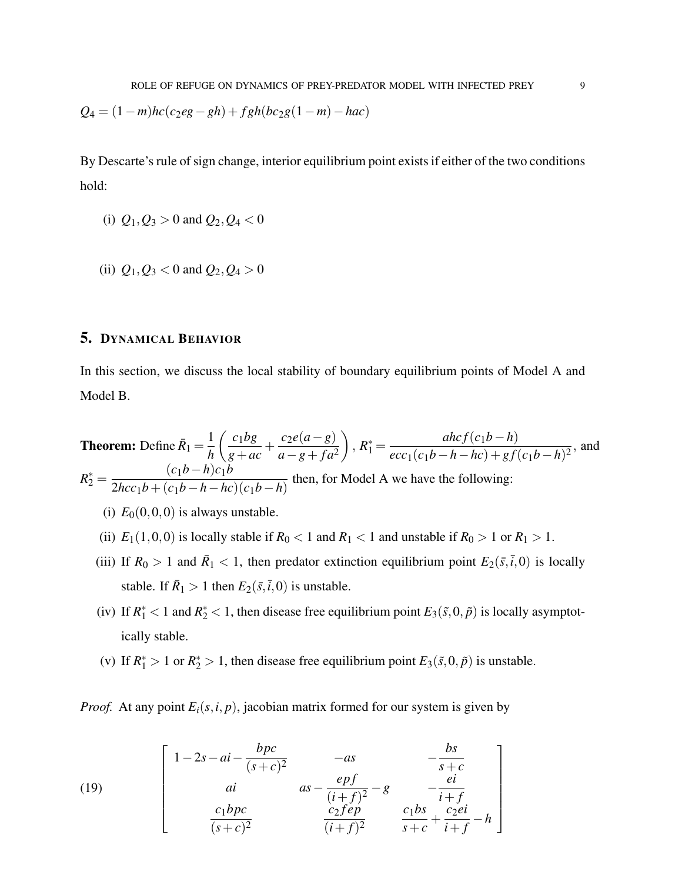$Q_4 = (1-m)hc(c_2eg - gh) + fgh(bc_2g(1-m) - hac)$

By Descarte's rule of sign change, interior equilibrium point exists if either of the two conditions hold:

(i) $Q_1, Q_3 > 0$ and $Q_2, Q_4 < 0$

(ii) $Q_1, Q_3 < 0$ and $Q_2, Q_4 > 0$

## 5. Dynamical Behavior

In this section, we discuss the local stability of boundary equilibrium points of Model A and Model B.

**Theorem:** Define $\bar{R}_1 = \dfrac{1}{h}\left(\dfrac{c_1bg}{g+ac} + \dfrac{c_2e(a-g)}{a-g+fa^2}\right)$, $R_1^* = \dfrac{ahcf(c_1b-h)}{ecc_1(c_1b-h-hc)+gf(c_1b-h)^2}$, and $R_2^* = \dfrac{(c_1b-h)c_1b}{2hcc_1b+(c_1b-h-hc)(c_1b-h)}$ then, for Model A we have the following:

(i) $E_0(0,0,0)$ is always unstable.

(ii) $E_1(1,0,0)$ is locally stable if $R_0 < 1$ and $R_1 < 1$ and unstable if $R_0 > 1$ or $R_1 > 1$.

(iii) If $R_0 > 1$ and $\bar{R}_1 < 1$, then predator extinction equilibrium point $E_2(\bar{s},\bar{i},0)$ is locally stable. If $\bar{R}_1 > 1$ then $E_2(\bar{s},\bar{i},0)$ is unstable.

(iv) If $R_1^* < 1$ and $R_2^* < 1$, then disease free equilibrium point $E_3(\tilde{s},0,\tilde{p})$ is locally asymptotically stable.

(v) If $R_1^* > 1$ or $R_2^* > 1$, then disease free equilibrium point $E_3(\tilde{s},0,\tilde{p})$ is unstable.

*Proof.* At any point $E_i(s,i,p)$, jacobian matrix formed for our system is given by

$$
\begin{bmatrix}
1-2s-ai-\dfrac{bpc}{(s+c)^2} & -as & -\dfrac{bs}{s+c} \\
ai & as-\dfrac{epf}{(i+f)^2}-g & -\dfrac{ei}{i+f} \\
\dfrac{c_1bpc}{(s+c)^2} & \dfrac{c_2fep}{(i+f)^2} & \dfrac{c_1bs}{s+c}+\dfrac{c_2ei}{i+f}-h
\end{bmatrix}
\tag{19}
$$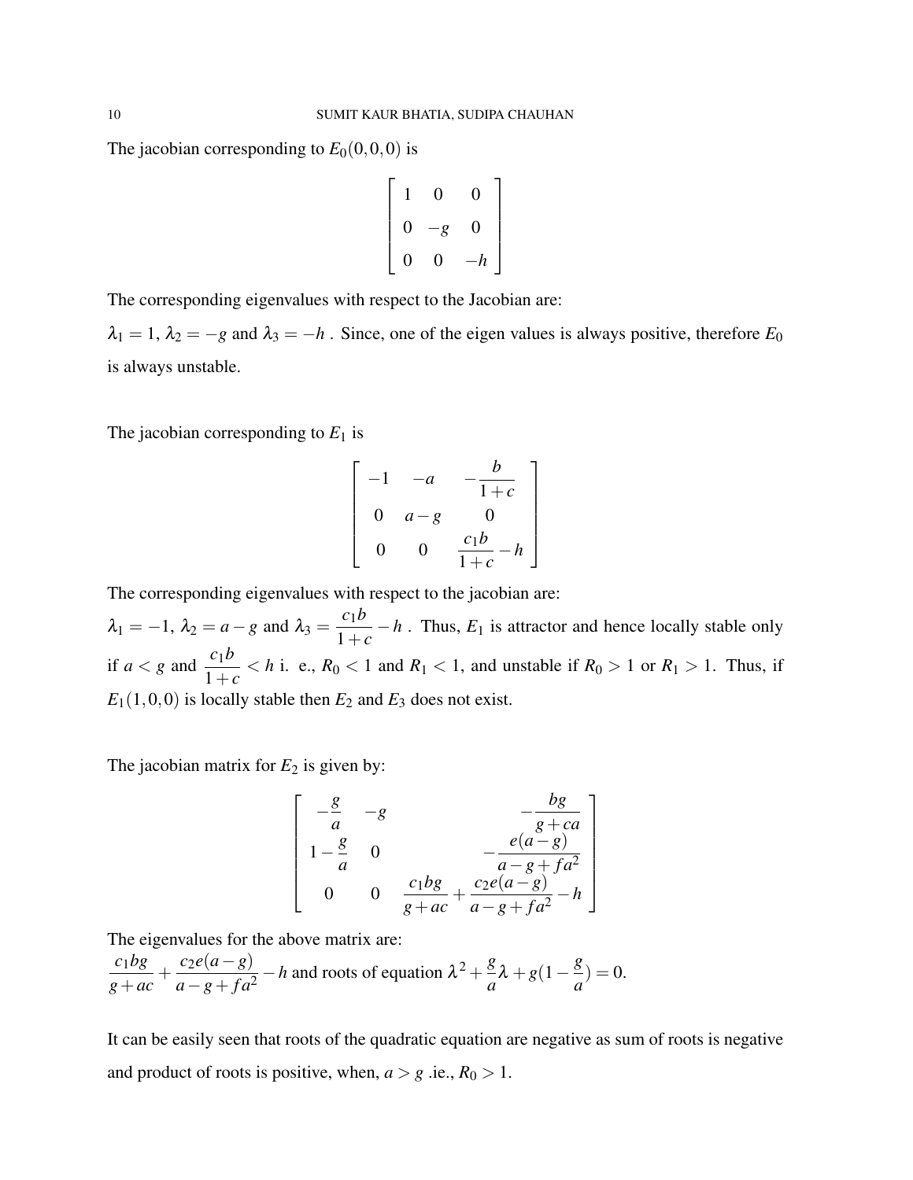The jacobian corresponding to $E_0(0,0,0)$ is

$$
\begin{bmatrix}
1 & 0 & 0 \\
0 & -g & 0 \\
0 & 0 & -h
\end{bmatrix}
$$

The corresponding eigenvalues with respect to the Jacobian are:

$\lambda_1 = 1$, $\lambda_2 = -g$ and $\lambda_3 = -h$ . Since, one of the eigen values is always positive, therefore $E_0$ is always unstable.

The jacobian corresponding to $E_1$ is

$$
\begin{bmatrix}
-1 & -a & -\dfrac{b}{1+c} \\
0 & a-g & 0 \\
0 & 0 & \dfrac{c_1 b}{1+c} - h
\end{bmatrix}
$$

The corresponding eigenvalues with respect to the jacobian are:

$\lambda_1 = -1$, $\lambda_2 = a - g$ and $\lambda_3 = \dfrac{c_1 b}{1+c} - h$ . Thus, $E_1$ is attractor and hence locally stable only if $a < g$ and $\dfrac{c_1 b}{1+c} < h$ i. e., $R_0 < 1$ and $R_1 < 1$, and unstable if $R_0 > 1$ or $R_1 > 1$. Thus, if $E_1(1,0,0)$ is locally stable then $E_2$ and $E_3$ does not exist.

The jacobian matrix for $E_2$ is given by:

$$
\begin{bmatrix}
-\dfrac{g}{a} & -g & -\dfrac{bg}{g+ca} \\
1-\dfrac{g}{a} & 0 & -\dfrac{e(a-g)}{a-g+fa^2} \\
0 & 0 & \dfrac{c_1 bg}{g+ac} + \dfrac{c_2 e(a-g)}{a-g+fa^2} - h
\end{bmatrix}
$$

The eigenvalues for the above matrix are:

$\dfrac{c_1 bg}{g+ac} + \dfrac{c_2 e(a-g)}{a-g+fa^2} - h$ and roots of equation $\lambda^2 + \dfrac{g}{a}\lambda + g(1 - \dfrac{g}{a}) = 0$.

It can be easily seen that roots of the quadratic equation are negative as sum of roots is negative and product of roots is positive, when, $a > g$ .ie., $R_0 > 1$.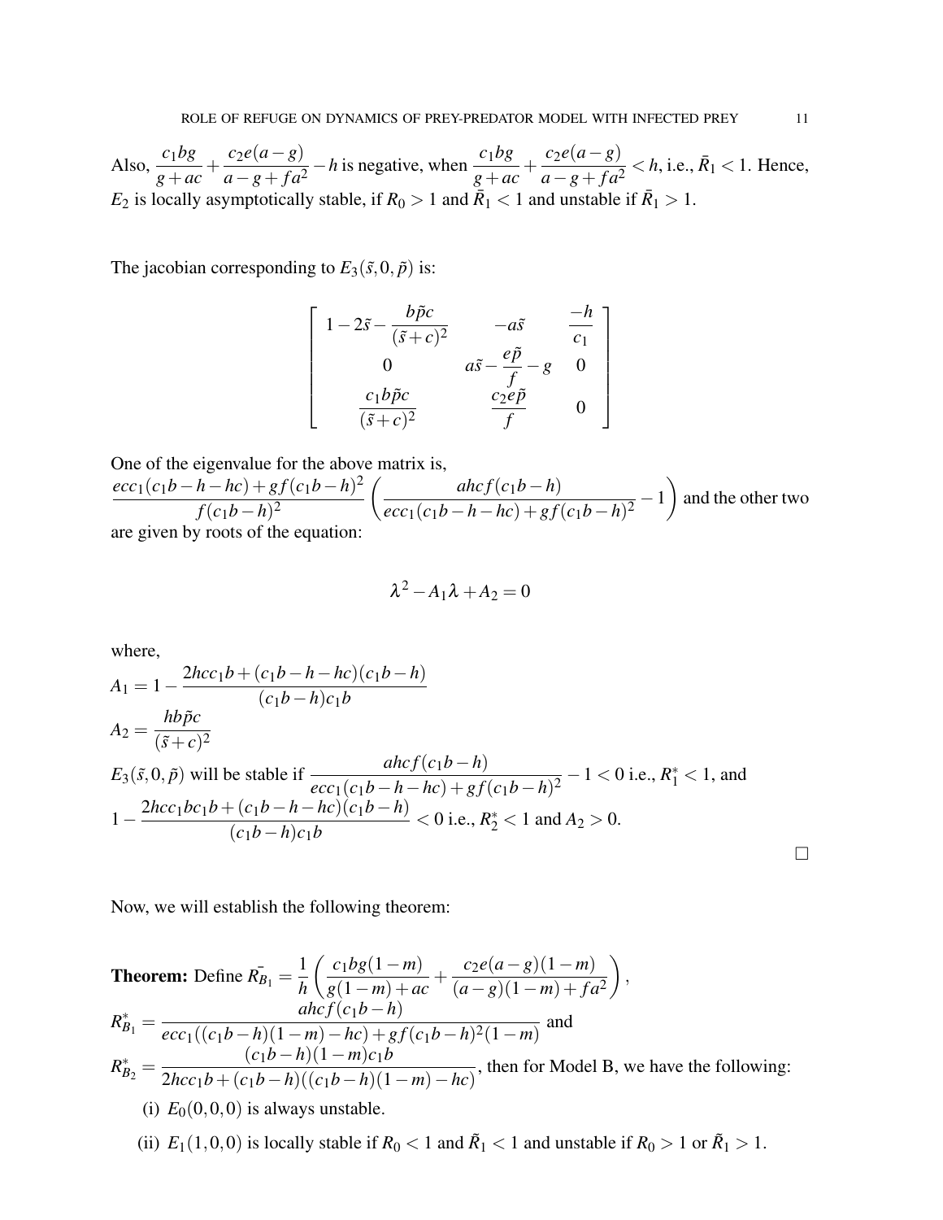Also, $\dfrac{c_1bg}{g+ac}+\dfrac{c_2e(a-g)}{a-g+fa^2}-h$ is negative, when $\dfrac{c_1bg}{g+ac}+\dfrac{c_2e(a-g)}{a-g+fa^2}<h$, i.e., $\bar{R}_1<1$. Hence, $E_2$ is locally asymptotically stable, if $R_0>1$ and $\bar{R}_1<1$ and unstable if $\bar{R}_1>1$.

The jacobian corresponding to $E_3(\tilde{s},0,\tilde{p})$ is:

$$
\begin{bmatrix}
1-2\tilde{s}-\dfrac{b\tilde{p}c}{(\tilde{s}+c)^2} & -a\tilde{s} & \dfrac{-h}{c_1} \\
0 & a\tilde{s}-\dfrac{e\tilde{p}}{f}-g & 0 \\
\dfrac{c_1b\tilde{p}c}{(\tilde{s}+c)^2} & \dfrac{c_2e\tilde{p}}{f} & 0
\end{bmatrix}
$$

One of the eigenvalue for the above matrix is,
$\dfrac{ecc_1(c_1b-h-hc)+gf(c_1b-h)^2}{f(c_1b-h)^2}\left(\dfrac{ahcf(c_1b-h)}{ecc_1(c_1b-h-hc)+gf(c_1b-h)^2}-1\right)$ and the other two are given by roots of the equation:

$$\lambda^2-A_1\lambda+A_2=0$$

where,

$A_1=1-\dfrac{2hcc_1b+(c_1b-h-hc)(c_1b-h)}{(c_1b-h)c_1b}$

$A_2=\dfrac{hb\tilde{p}c}{(\tilde{s}+c)^2}$

$E_3(\tilde{s},0,\tilde{p})$ will be stable if $\dfrac{ahcf(c_1b-h)}{ecc_1(c_1b-h-hc)+gf(c_1b-h)^2}-1<0$ i.e., $R_1^*<1$, and $1-\dfrac{2hcc_1bc_1b+(c_1b-h-hc)(c_1b-h)}{(c_1b-h)c_1b}<0$ i.e., $R_2^*<1$ and $A_2>0$.

□

Now, we will establish the following theorem:

**Theorem:** Define $\bar{R_{B_1}}=\dfrac{1}{h}\left(\dfrac{c_1bg(1-m)}{g(1-m)+ac}+\dfrac{c_2e(a-g)(1-m)}{(a-g)(1-m)+fa^2}\right)$,

$R_{B_1}^*=\dfrac{ahcf(c_1b-h)}{ecc_1((c_1b-h)(1-m)-hc)+gf(c_1b-h)^2(1-m)}$ and

$R_{B_2}^*=\dfrac{(c_1b-h)(1-m)c_1b}{2hcc_1b+(c_1b-h)((c_1b-h)(1-m)-hc)}$, then for Model B, we have the following:

(i) $E_0(0,0,0)$ is always unstable.

(ii) $E_1(1,0,0)$ is locally stable if $R_0<1$ and $\tilde{R}_1<1$ and unstable if $R_0>1$ or $\tilde{R}_1>1$.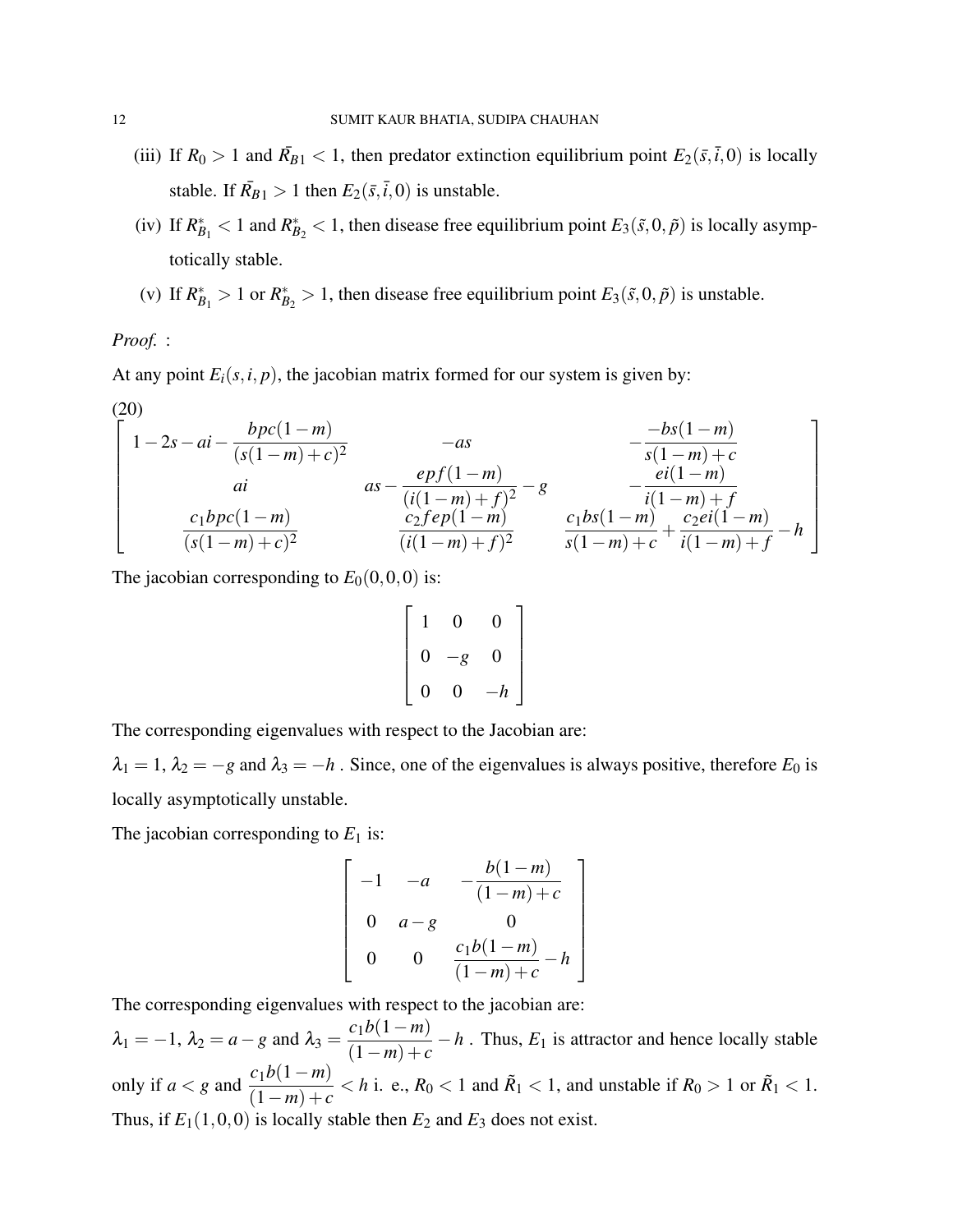(iii) If $R_0 > 1$ and $\bar{R_{B1}} < 1$, then predator extinction equilibrium point $E_2(\bar{s}, \bar{i}, 0)$ is locally stable. If $\bar{R_{B1}} > 1$ then $E_2(\bar{s}, \bar{i}, 0)$ is unstable.

(iv) If $R^*_{B_1} < 1$ and $R^*_{B_2} < 1$, then disease free equilibrium point $E_3(\tilde{s}, 0, \tilde{p})$ is locally asymptotically stable.

(v) If $R^*_{B_1} > 1$ or $R^*_{B_2} > 1$, then disease free equilibrium point $E_3(\tilde{s}, 0, \tilde{p})$ is unstable.

*Proof.* :

At any point $E_i(s, i, p)$, the jacobian matrix formed for our system is given by:

(20)

$$\begin{bmatrix} 1-2s-ai-\dfrac{bpc(1-m)}{(s(1-m)+c)^2} & -as & -\dfrac{-bs(1-m)}{s(1-m)+c} \\ ai & as-\dfrac{epf(1-m)}{(i(1-m)+f)^2}-g & -\dfrac{ei(1-m)}{i(1-m)+f} \\ \dfrac{c_1bpc(1-m)}{(s(1-m)+c)^2} & \dfrac{c_2fep(1-m)}{(i(1-m)+f)^2} & \dfrac{c_1bs(1-m)}{s(1-m)+c}+\dfrac{c_2ei(1-m)}{i(1-m)+f}-h \end{bmatrix}$$

The jacobian corresponding to $E_0(0,0,0)$ is:

$$\begin{bmatrix} 1 & 0 & 0 \\ 0 & -g & 0 \\ 0 & 0 & -h \end{bmatrix}$$

The corresponding eigenvalues with respect to the Jacobian are:

$\lambda_1 = 1$, $\lambda_2 = -g$ and $\lambda_3 = -h$ . Since, one of the eigenvalues is always positive, therefore $E_0$ is locally asymptotically unstable.

The jacobian corresponding to $E_1$ is:

$$\begin{bmatrix} -1 & -a & -\dfrac{b(1-m)}{(1-m)+c} \\ 0 & a-g & 0 \\ 0 & 0 & \dfrac{c_1b(1-m)}{(1-m)+c}-h \end{bmatrix}$$

The corresponding eigenvalues with respect to the jacobian are:

$\lambda_1 = -1$, $\lambda_2 = a-g$ and $\lambda_3 = \dfrac{c_1b(1-m)}{(1-m)+c} - h$ . Thus, $E_1$ is attractor and hence locally stable only if $a < g$ and $\dfrac{c_1b(1-m)}{(1-m)+c} < h$ i. e., $R_0 < 1$ and $\tilde{R}_1 < 1$, and unstable if $R_0 > 1$ or $\tilde{R}_1 < 1$. Thus, if $E_1(1,0,0)$ is locally stable then $E_2$ and $E_3$ does not exist.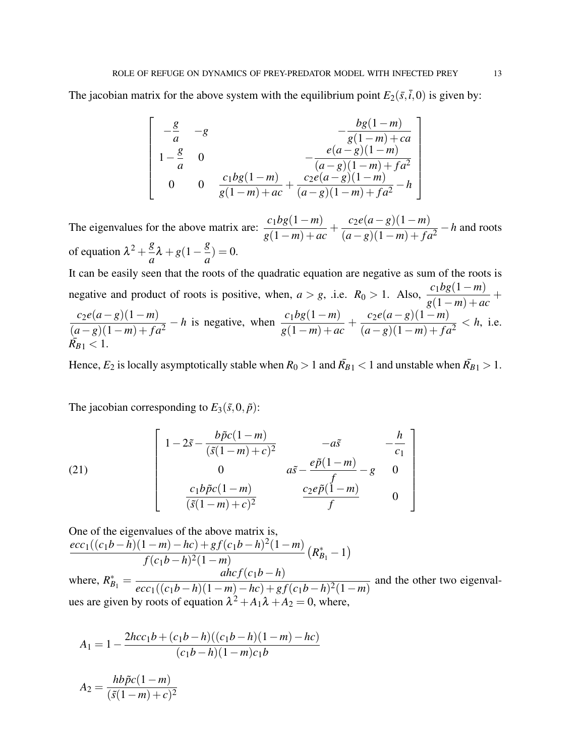The jacobian matrix for the above system with the equilibrium point $E_2(\bar{s}, \bar{i}, 0)$ is given by:

$$
\begin{bmatrix}
-\dfrac{g}{a} & -g & -\dfrac{bg(1-m)}{g(1-m)+ca} \\
1-\dfrac{g}{a} & 0 & -\dfrac{e(a-g)(1-m)}{(a-g)(1-m)+fa^2} \\
0 & 0 & \dfrac{c_1 bg(1-m)}{g(1-m)+ac} + \dfrac{c_2 e(a-g)(1-m)}{(a-g)(1-m)+fa^2} - h
\end{bmatrix}
$$

The eigenvalues for the above matrix are: $\dfrac{c_1 bg(1-m)}{g(1-m)+ac} + \dfrac{c_2 e(a-g)(1-m)}{(a-g)(1-m)+fa^2} - h$ and roots of equation $\lambda^2 + \dfrac{g}{a}\lambda + g(1-\dfrac{g}{a}) = 0$.

It can be easily seen that the roots of the quadratic equation are negative as sum of the roots is negative and product of roots is positive, when, $a > g$, .i.e. $R_0 > 1$. Also, $\dfrac{c_1 bg(1-m)}{g(1-m)+ac} + \dfrac{c_2 e(a-g)(1-m)}{(a-g)(1-m)+fa^2} - h$ is negative, when $\dfrac{c_1 bg(1-m)}{g(1-m)+ac} + \dfrac{c_2 e(a-g)(1-m)}{(a-g)(1-m)+fa^2} < h$, i.e. $\bar{R_{B1}} < 1$.

Hence, $E_2$ is locally asymptotically stable when $R_0 > 1$ and $\bar{R_{B1}} < 1$ and unstable when $\bar{R_{B1}} > 1$.

The jacobian corresponding to $E_3(\tilde{s}, 0, \tilde{p})$:

$$
\begin{bmatrix}
1-2\tilde{s} - \dfrac{b\tilde{p}c(1-m)}{(\tilde{s}(1-m)+c)^2} & -a\tilde{s} & -\dfrac{h}{c_1} \\
0 & a\tilde{s} - \dfrac{e\tilde{p}(1-m)}{f} - g & 0 \\
\dfrac{c_1 b\tilde{p}c(1-m)}{(\tilde{s}(1-m)+c)^2} & \dfrac{c_2 e\tilde{p}(1-m)}{f} & 0
\end{bmatrix}
\tag{21}
$$

One of the eigenvalues of the above matrix is,
$\dfrac{ecc_1((c_1 b-h)(1-m)-hc)+gf(c_1 b-h)^2(1-m)}{f(c_1 b-h)^2(1-m)}\left(R^*_{B_1}-1\right)$
where, $R^*_{B_1} = \dfrac{ahcf(c_1 b-h)}{ecc_1((c_1 b-h)(1-m)-hc)+gf(c_1 b-h)^2(1-m)}$ and the other two eigenvalues are given by roots of equation $\lambda^2 + A_1\lambda + A_2 = 0$, where,

$$
A_1 = 1 - \frac{2hcc_1 b + (c_1 b-h)((c_1 b-h)(1-m)-hc)}{(c_1 b-h)(1-m)c_1 b}
$$

$$
A_2 = \frac{hb\tilde{p}c(1-m)}{(\tilde{s}(1-m)+c)^2}
$$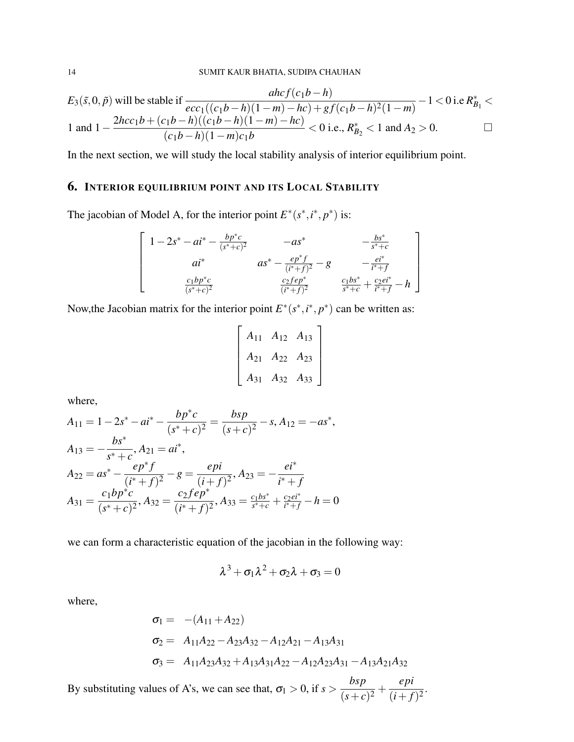$E_3(\tilde{s}, 0, \tilde{p})$ will be stable if $\dfrac{ahcf(c_1b-h)}{ecc_1((c_1b-h)(1-m)-hc)+gf(c_1b-h)^2(1-m)} - 1 < 0$ i.e $R^*_{B_1} <$ 1 and $1 - \dfrac{2hcc_1b+(c_1b-h)((c_1b-h)(1-m)-hc)}{(c_1b-h)(1-m)c_1b} < 0$ i.e., $R^*_{B_2} < 1$ and $A_2 > 0$. □

In the next section, we will study the local stability analysis of interior equilibrium point.

## 6. Interior equilibrium point and its Local Stability

The jacobian of Model A, for the interior point $E^*(s^*, i^*, p^*)$ is:

$$\begin{bmatrix} 1-2s^*-ai^*-\frac{bp^*c}{(s^*+c)^2} & -as^* & -\frac{bs^*}{s^*+c} \\ ai^* & as^*-\frac{ep^*f}{(i^*+f)^2}-g & -\frac{ei^*}{i^*+f} \\ \frac{c_1bp^*c}{(s^*+c)^2} & \frac{c_2fep^*}{(i^*+f)^2} & \frac{c_1bs^*}{s^*+c}+\frac{c_2ei^*}{i^*+f}-h \end{bmatrix}$$

Now,the Jacobian matrix for the interior point $E^*(s^*, i^*, p^*)$ can be written as:

$$\begin{bmatrix} A_{11} & A_{12} & A_{13} \\ A_{21} & A_{22} & A_{23} \\ A_{31} & A_{32} & A_{33} \end{bmatrix}$$

where,

$A_{11} = 1-2s^*-ai^*-\dfrac{bp^*c}{(s^*+c)^2} = \dfrac{bsp}{(s+c)^2} - s$, $A_{12} = -as^*$,

$A_{13} = -\dfrac{bs^*}{s^*+c}$, $A_{21} = ai^*$,

$A_{22} = as^* - \dfrac{ep^*f}{(i^*+f)^2} - g = \dfrac{epi}{(i+f)^2}$, $A_{23} = -\dfrac{ei^*}{i^*+f}$

$A_{31} = \dfrac{c_1bp^*c}{(s^*+c)^2}$, $A_{32} = \dfrac{c_2fep^*}{(i^*+f)^2}$, $A_{33} = \frac{c_1bs^*}{s^*+c} + \frac{c_2ei^*}{i^*+f} - h = 0$

we can form a characteristic equation of the jacobian in the following way:

$$\lambda^3 + \sigma_1\lambda^2 + \sigma_2\lambda + \sigma_3 = 0$$

where,

$$\begin{aligned} \sigma_1 &= -(A_{11}+A_{22}) \\ \sigma_2 &= A_{11}A_{22} - A_{23}A_{32} - A_{12}A_{21} - A_{13}A_{31} \\ \sigma_3 &= A_{11}A_{23}A_{32} + A_{13}A_{31}A_{22} - A_{12}A_{23}A_{31} - A_{13}A_{21}A_{32} \end{aligned}$$

By substituting values of A's, we can see that, $\sigma_1 > 0$, if $s > \dfrac{bsp}{(s+c)^2} + \dfrac{epi}{(i+f)^2}$.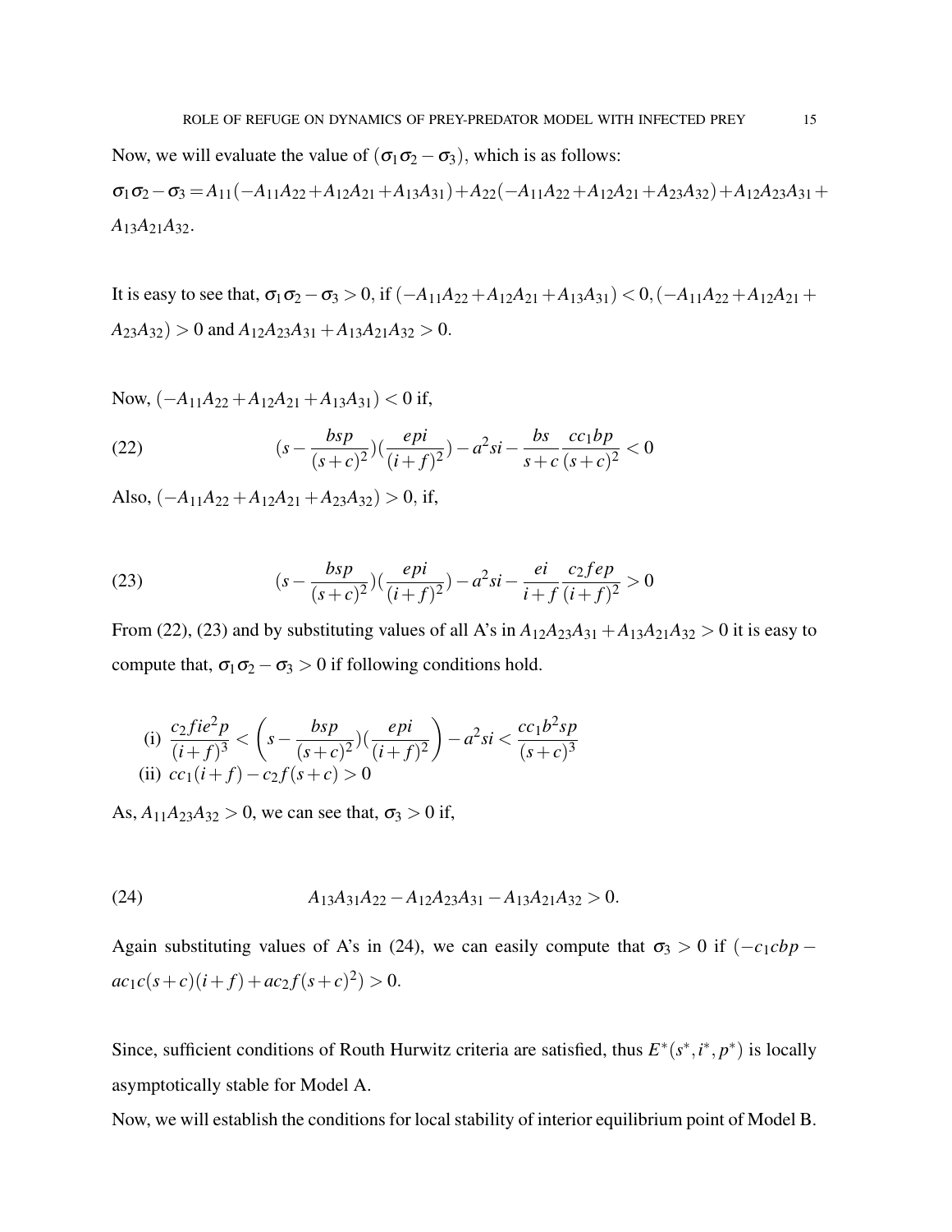Now, we will evaluate the value of $(\sigma_1\sigma_2 - \sigma_3)$, which is as follows:

$\sigma_1\sigma_2 - \sigma_3 = A_{11}(-A_{11}A_{22} + A_{12}A_{21} + A_{13}A_{31}) + A_{22}(-A_{11}A_{22} + A_{12}A_{21} + A_{23}A_{32}) + A_{12}A_{23}A_{31} + A_{13}A_{21}A_{32}$.

It is easy to see that, $\sigma_1\sigma_2 - \sigma_3 > 0$, if $(-A_{11}A_{22} + A_{12}A_{21} + A_{13}A_{31}) < 0, (-A_{11}A_{22} + A_{12}A_{21} + A_{23}A_{32}) > 0$ and $A_{12}A_{23}A_{31} + A_{13}A_{21}A_{32} > 0$.

Now, $(-A_{11}A_{22} + A_{12}A_{21} + A_{13}A_{31}) < 0$ if,

$$(s - \frac{bsp}{(s+c)^2})(\frac{epi}{(i+f)^2}) - a^2si - \frac{bs}{s+c}\frac{cc_1bp}{(s+c)^2} < 0 \tag{22}$$

Also, $(-A_{11}A_{22} + A_{12}A_{21} + A_{23}A_{32}) > 0$, if,

$$(s - \frac{bsp}{(s+c)^2})(\frac{epi}{(i+f)^2}) - a^2si - \frac{ei}{i+f}\frac{c_2fep}{(i+f)^2} > 0 \tag{23}$$

From (22), (23) and by substituting values of all A's in $A_{12}A_{23}A_{31} + A_{13}A_{21}A_{32} > 0$ it is easy to compute that, $\sigma_1\sigma_2 - \sigma_3 > 0$ if following conditions hold.

(i) $\dfrac{c_2fie^2p}{(i+f)^3} < \left(s - \dfrac{bsp}{(s+c)^2})(\dfrac{epi}{(i+f)^2}\right) - a^2si < \dfrac{cc_1b^2sp}{(s+c)^3}$

(ii) $cc_1(i+f) - c_2f(s+c) > 0$

As, $A_{11}A_{23}A_{32} > 0$, we can see that, $\sigma_3 > 0$ if,

$$A_{13}A_{31}A_{22} - A_{12}A_{23}A_{31} - A_{13}A_{21}A_{32} > 0. \tag{24}$$

Again substituting values of A's in (24), we can easily compute that $\sigma_3 > 0$ if $(-c_1cbp - ac_1c(s+c)(i+f) + ac_2f(s+c)^2) > 0$.

Since, sufficient conditions of Routh Hurwitz criteria are satisfied, thus $E^*(s^*, i^*, p^*)$ is locally asymptotically stable for Model A.

Now, we will establish the conditions for local stability of interior equilibrium point of Model B.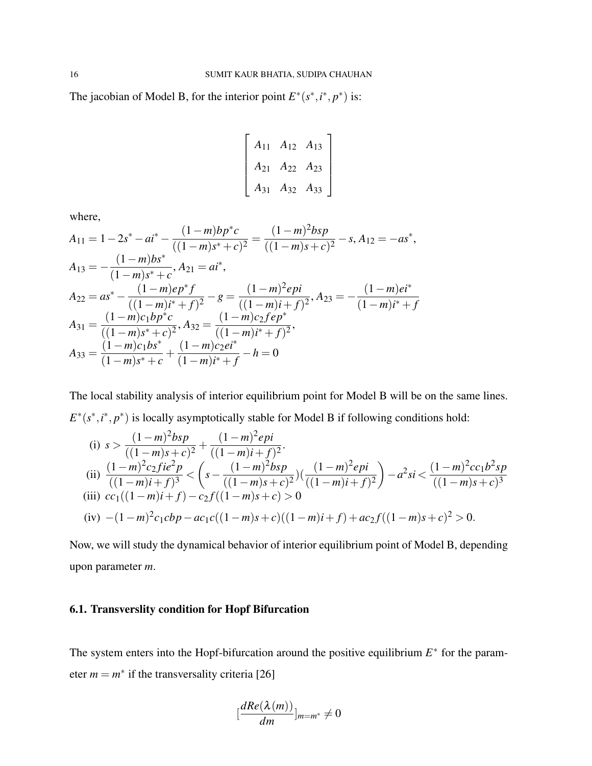The jacobian of Model B, for the interior point $E^*(s^*, i^*, p^*)$ is:

$$
\begin{bmatrix}
A_{11} & A_{12} & A_{13} \\
A_{21} & A_{22} & A_{23} \\
A_{31} & A_{32} & A_{33}
\end{bmatrix}
$$

where,

$A_{11} = 1 - 2s^* - ai^* - \dfrac{(1-m)bp^*c}{((1-m)s^*+c)^2} = \dfrac{(1-m)^2bsp}{((1-m)s+c)^2} - s, A_{12} = -as^*,$

$A_{13} = -\dfrac{(1-m)bs^*}{(1-m)s^*+c}, A_{21} = ai^*,$

$A_{22} = as^* - \dfrac{(1-m)ep^*f}{((1-m)i^*+f)^2} - g = \dfrac{(1-m)^2epi}{((1-m)i+f)^2}, A_{23} = -\dfrac{(1-m)ei^*}{(1-m)i^*+f}$

$A_{31} = \dfrac{(1-m)c_1bp^*c}{((1-m)s^*+c)^2}, A_{32} = \dfrac{(1-m)c_2fep^*}{((1-m)i^*+f)^2},$

$A_{33} = \dfrac{(1-m)c_1bs^*}{(1-m)s^*+c} + \dfrac{(1-m)c_2ei^*}{(1-m)i^*+f} - h = 0$

The local stability analysis of interior equilibrium point for Model B will be on the same lines. $E^*(s^*, i^*, p^*)$ is locally asymptotically stable for Model B if following conditions hold:

(i) $s > \dfrac{(1-m)^2bsp}{((1-m)s+c)^2} + \dfrac{(1-m)^2epi}{((1-m)i+f)^2}.$

(ii) $\dfrac{(1-m)^2c_2fie^2p}{((1-m)i+f)^3} < \left(s - \dfrac{(1-m)^2bsp}{((1-m)s+c)^2}\right)\left(\dfrac{(1-m)^2epi}{((1-m)i+f)^2}\right) - a^2si < \dfrac{(1-m)^2cc_1b^2sp}{((1-m)s+c)^3}$

(iii) $cc_1((1-m)i+f) - c_2f((1-m)s+c) > 0$

(iv) $-(1-m)^2c_1cbp - ac_1c((1-m)s+c)((1-m)i+f) + ac_2f((1-m)s+c)^2 > 0.$

Now, we will study the dynamical behavior of interior equilibrium point of Model B, depending upon parameter $m$.

### 6.1. Transverslity condition for Hopf Bifurcation

The system enters into the Hopf-bifurcation around the positive equilibrium $E^*$ for the parameter $m = m^*$ if the transversality criteria [26]

$$
\left[\frac{dRe(\lambda(m))}{dm}\right]_{m=m^*} \neq 0
$$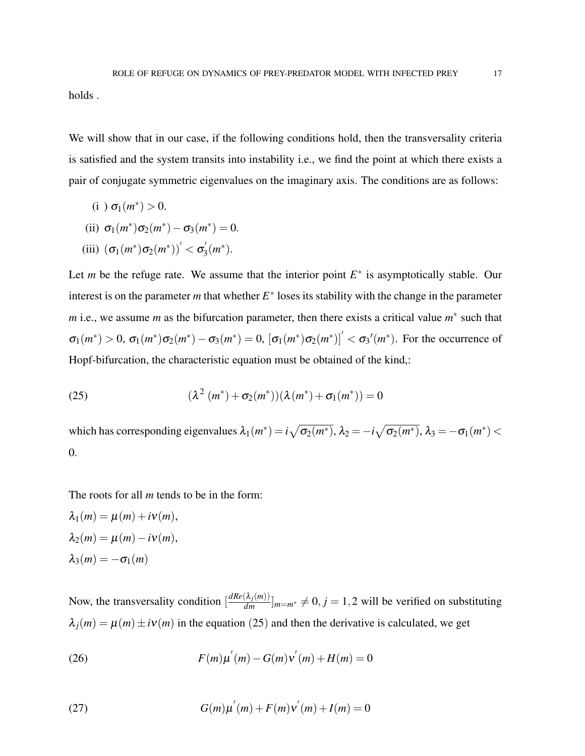holds .

We will show that in our case, if the following conditions hold, then the transversality criteria is satisfied and the system transits into instability i.e., we find the point at which there exists a pair of conjugate symmetric eigenvalues on the imaginary axis. The conditions are as follows:

(i ) $\sigma_1(m^*) > 0$.

(ii) $\sigma_1(m^*)\sigma_2(m^*) - \sigma_3(m^*) = 0$.

(iii) $(\sigma_1(m^*)\sigma_2(m^*))^{'} < \sigma_3^{'}(m^*)$.

Let $m$ be the refuge rate. We assume that the interior point $E^*$ is asymptotically stable. Our interest is on the parameter $m$ that whether $E^*$ loses its stability with the change in the parameter $m$ i.e., we assume $m$ as the bifurcation parameter, then there exists a critical value $m^*$ such that $\sigma_1(m^*) > 0$, $\sigma_1(m^*)\sigma_2(m^*) - \sigma_3(m^*) = 0$, $[\sigma_1(m^*)\sigma_2(m^*)]^{'} < \sigma_3{'}(m^*)$. For the occurrence of Hopf-bifurcation, the characteristic equation must be obtained of the kind,:

$$(\lambda^2\ (m^*) + \sigma_2(m^*))(\lambda\ (m^*) + \sigma_1(m^*)) = 0 \tag{25}$$

which has corresponding eigenvalues $\lambda_1(m^*) = i\sqrt{\sigma_2(m^*)}$, $\lambda_2 = -i\sqrt{\sigma_2(m^*)}$, $\lambda_3 = -\sigma_1(m^*) < 0$.

The roots for all $m$ tends to be in the form:

$\lambda_1(m) = \mu(m) + i\nu(m)$,

$\lambda_2(m) = \mu(m) - i\nu(m)$,

$\lambda_3(m) = -\sigma_1(m)$

Now, the transversality condition $[\frac{dRe(\lambda_j(m))}{dm}]_{m=m^*} \neq 0, j = 1,2$ will be verified on substituting $\lambda_j(m) = \mu(m) \pm i\nu(m)$ in the equation (25) and then the derivative is calculated, we get

$$F(m)\mu^{'}(m) - G(m)\nu^{'}(m) + H(m) = 0 \tag{26}$$

$$G(m)\mu^{'}(m) + F(m)\nu^{'}(m) + I(m) = 0 \tag{27}$$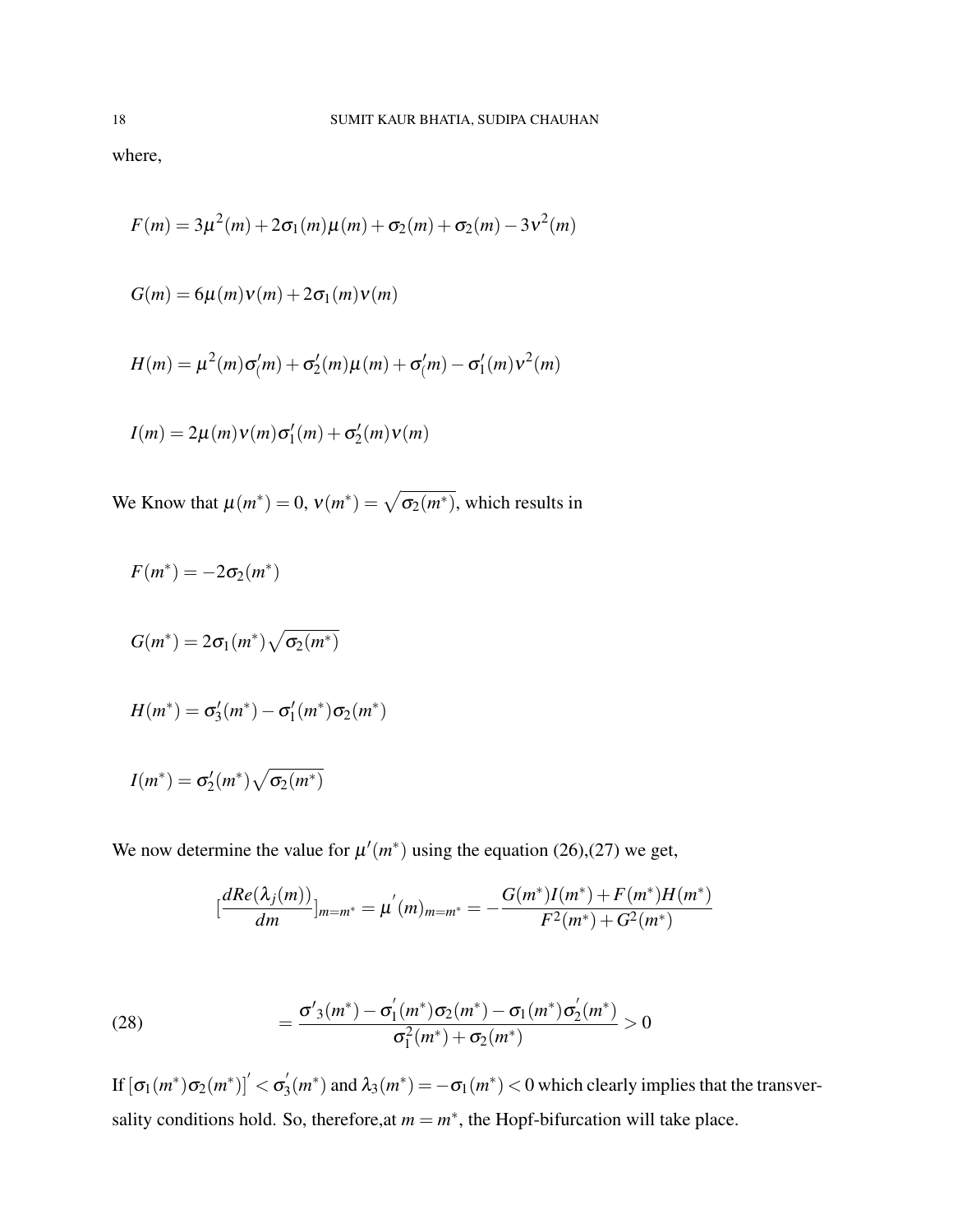where,

$$F(m) = 3\mu^2(m) + 2\sigma_1(m)\mu(m) + \sigma_2(m) + \sigma_2(m) - 3\nu^2(m)$$

$$G(m) = 6\mu(m)\nu(m) + 2\sigma_1(m)\nu(m)$$

$$H(m) = \mu^2(m)\sigma'_(m) + \sigma'_2(m)\mu(m) + \sigma'_(m) - \sigma'_1(m)\nu^2(m)$$

$$I(m) = 2\mu(m)\nu(m)\sigma'_1(m) + \sigma'_2(m)\nu(m)$$

We Know that $\mu(m^*) = 0$, $\nu(m^*) = \sqrt{\sigma_2(m^*)}$, which results in

$$F(m^*) = -2\sigma_2(m^*)$$

$$G(m^*) = 2\sigma_1(m^*)\sqrt{\sigma_2(m^*)}$$

$$H(m^*) = \sigma'_3(m^*) - \sigma'_1(m^*)\sigma_2(m^*)$$

$$I(m^*) = \sigma'_2(m^*)\sqrt{\sigma_2(m^*)}$$

We now determine the value for $\mu'(m^*)$ using the equation (26),(27) we get,

$$[\frac{dRe(\lambda_j(m))}{dm}]_{m=m^*} = \mu^{'}(m)_{m=m^*} = -\frac{G(m^*)I(m^*) + F(m^*)H(m^*)}{F^2(m^*) + G^2(m^*)}$$

$$= \frac{\sigma'_3(m^*) - \sigma_1^{'}(m^*)\sigma_2(m^*) - \sigma_1(m^*)\sigma_2^{'}(m^*)}{\sigma_1^2(m^*) + \sigma_2(m^*)} > 0 \tag{28}$$

If $[\sigma_1(m^*)\sigma_2(m^*)]^{'} < \sigma_3^{'}(m^*)$ and $\lambda_3(m^*) = -\sigma_1(m^*) < 0$ which clearly implies that the transversality conditions hold. So, therefore,at $m = m^*$, the Hopf-bifurcation will take place.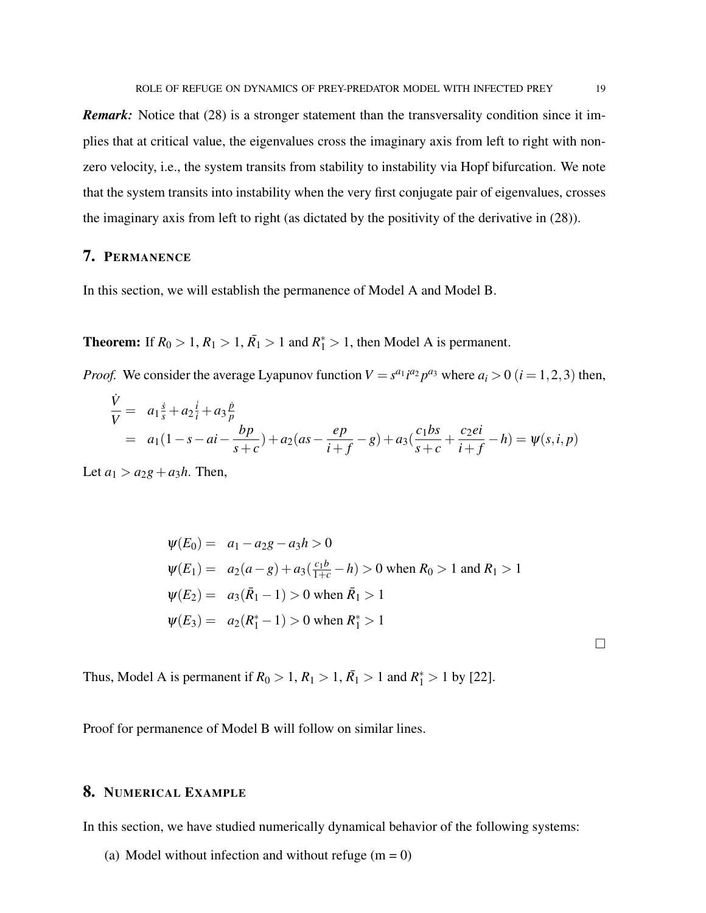***Remark:*** Notice that (28) is a stronger statement than the transversality condition since it implies that at critical value, the eigenvalues cross the imaginary axis from left to right with non-zero velocity, i.e., the system transits from stability to instability via Hopf bifurcation. We note that the system transits into instability when the very first conjugate pair of eigenvalues, crosses the imaginary axis from left to right (as dictated by the positivity of the derivative in (28)).

## 7. PERMANENCE

In this section, we will establish the permanence of Model A and Model B.

**Theorem:** If $R_0 > 1$, $R_1 > 1$, $\bar{R}_1 > 1$ and $R_1^* > 1$, then Model A is permanent.

*Proof.* We consider the average Lyapunov function $V = s^{a_1} i^{a_2} p^{a_3}$ where $a_i > 0$ $(i = 1, 2, 3)$ then,

$$
\begin{aligned}
\frac{\dot{V}}{V} &= a_1 \frac{\dot{s}}{s} + a_2 \frac{\dot{i}}{i} + a_3 \frac{\dot{p}}{p} \\
&= a_1\left(1 - s - ai - \frac{bp}{s+c}\right) + a_2\left(as - \frac{ep}{i+f} - g\right) + a_3\left(\frac{c_1 bs}{s+c} + \frac{c_2 ei}{i+f} - h\right) = \psi(s, i, p)
\end{aligned}
$$

Let $a_1 > a_2 g + a_3 h$. Then,

$$
\begin{aligned}
\psi(E_0) &= a_1 - a_2 g - a_3 h > 0 \\
\psi(E_1) &= a_2(a - g) + a_3\left(\tfrac{c_1 b}{1+c} - h\right) > 0 \text{ when } R_0 > 1 \text{ and } R_1 > 1 \\
\psi(E_2) &= a_3(\bar{R}_1 - 1) > 0 \text{ when } \bar{R}_1 > 1 \\
\psi(E_3) &= a_2(R_1^* - 1) > 0 \text{ when } R_1^* > 1
\end{aligned}
$$

□

Thus, Model A is permanent if $R_0 > 1$, $R_1 > 1$, $\bar{R}_1 > 1$ and $R_1^* > 1$ by [22].

Proof for permanence of Model B will follow on similar lines.

## 8. NUMERICAL EXAMPLE

In this section, we have studied numerically dynamical behavior of the following systems:

(a) Model without infection and without refuge (m = 0)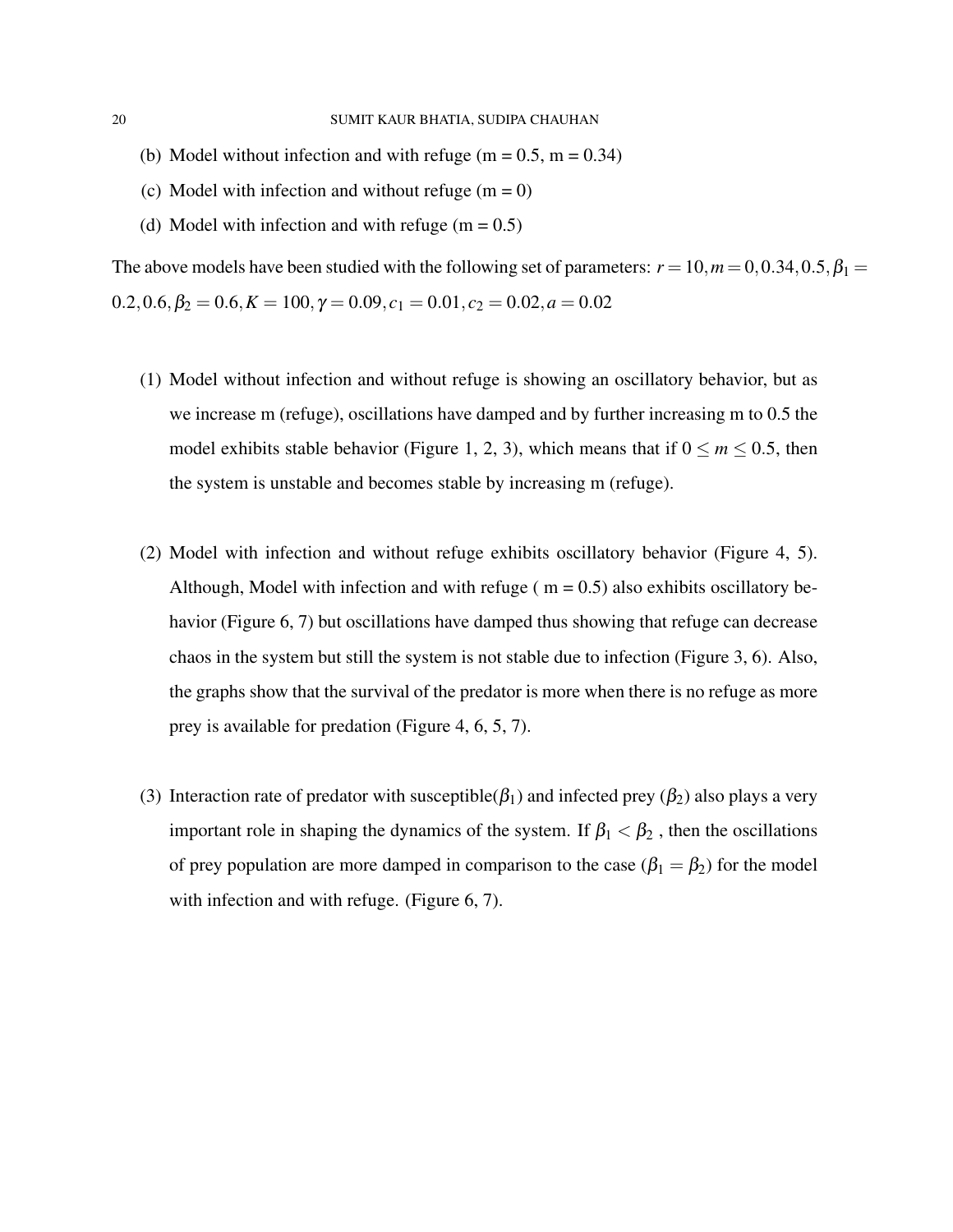(b) Model without infection and with refuge (m = 0.5, m = 0.34)

(c) Model with infection and without refuge (m = 0)

(d) Model with infection and with refuge (m = 0.5)

The above models have been studied with the following set of parameters: $r = 10, m = 0, 0.34, 0.5, \beta_1 = 0.2, 0.6, \beta_2 = 0.6, K = 100, \gamma = 0.09, c_1 = 0.01, c_2 = 0.02, a = 0.02$

(1) Model without infection and without refuge is showing an oscillatory behavior, but as we increase m (refuge), oscillations have damped and by further increasing m to 0.5 the model exhibits stable behavior (Figure 1, 2, 3), which means that if $0 \leq m \leq 0.5$, then the system is unstable and becomes stable by increasing m (refuge).

(2) Model with infection and without refuge exhibits oscillatory behavior (Figure 4, 5). Although, Model with infection and with refuge ( m = 0.5) also exhibits oscillatory behavior (Figure 6, 7) but oscillations have damped thus showing that refuge can decrease chaos in the system but still the system is not stable due to infection (Figure 3, 6). Also, the graphs show that the survival of the predator is more when there is no refuge as more prey is available for predation (Figure 4, 6, 5, 7).

(3) Interaction rate of predator with susceptible($\beta_1$) and infected prey ($\beta_2$) also plays a very important role in shaping the dynamics of the system. If $\beta_1 < \beta_2$ , then the oscillations of prey population are more damped in comparison to the case ($\beta_1 = \beta_2$) for the model with infection and with refuge. (Figure 6, 7).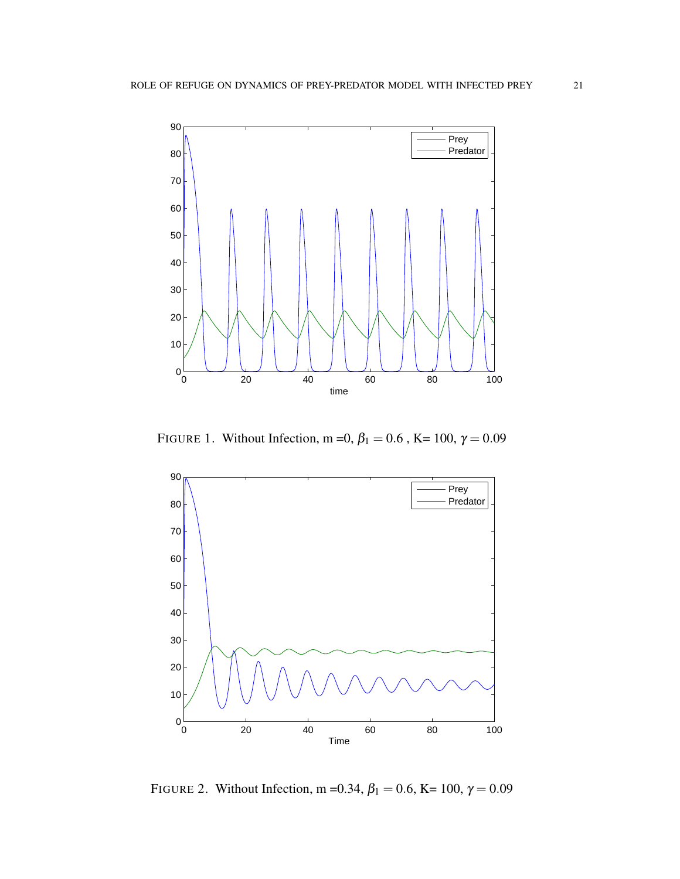FIGURE 1. Without Infection, m =0, $\beta_1 = 0.6$ , K= 100, $\gamma = 0.09$

FIGURE 2. Without Infection, m =0.34, $\beta_1 = 0.6$, K= 100, $\gamma = 0.09$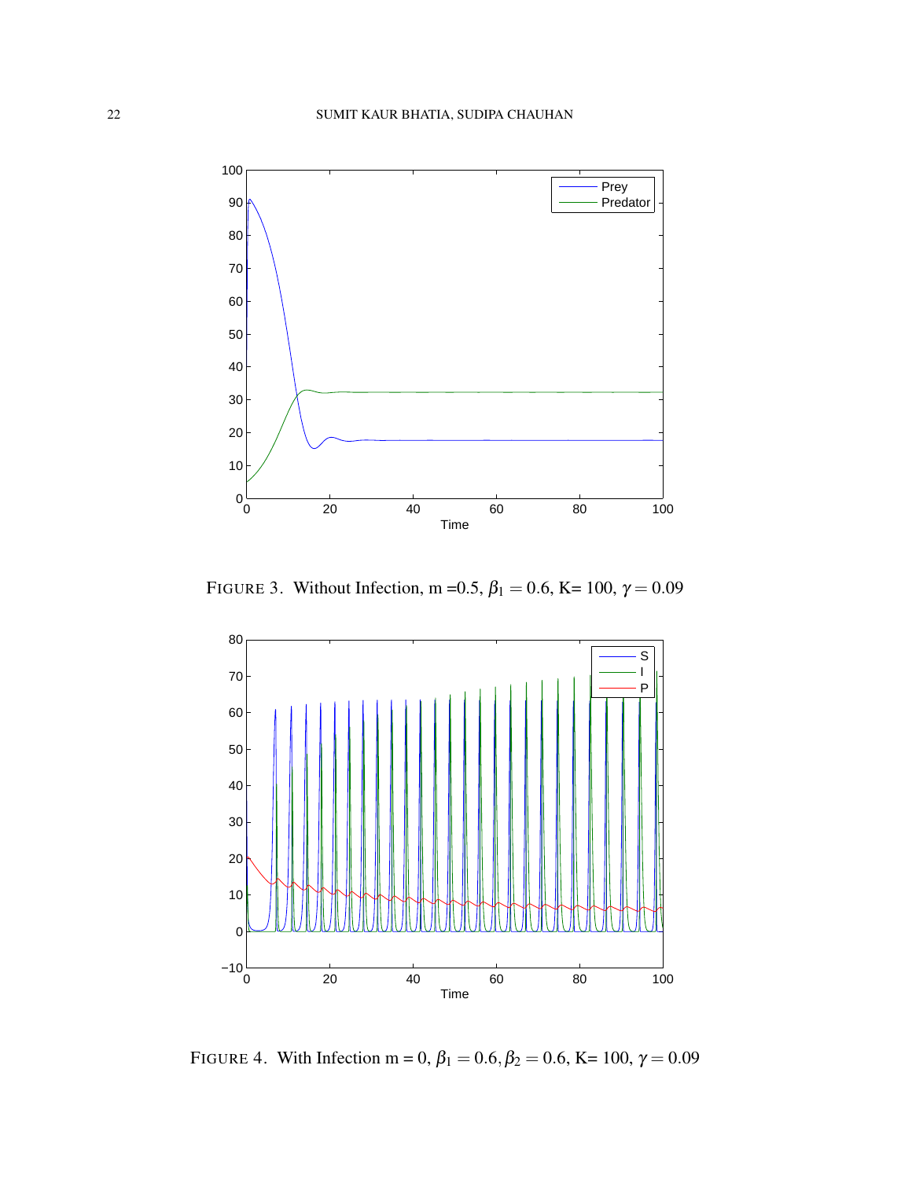FIGURE 3. Without Infection, m =0.5, $\beta_1 = 0.6$, K= 100, $\gamma = 0.09$

FIGURE 4. With Infection m = 0, $\beta_1 = 0.6, \beta_2 = 0.6$, K= 100, $\gamma = 0.09$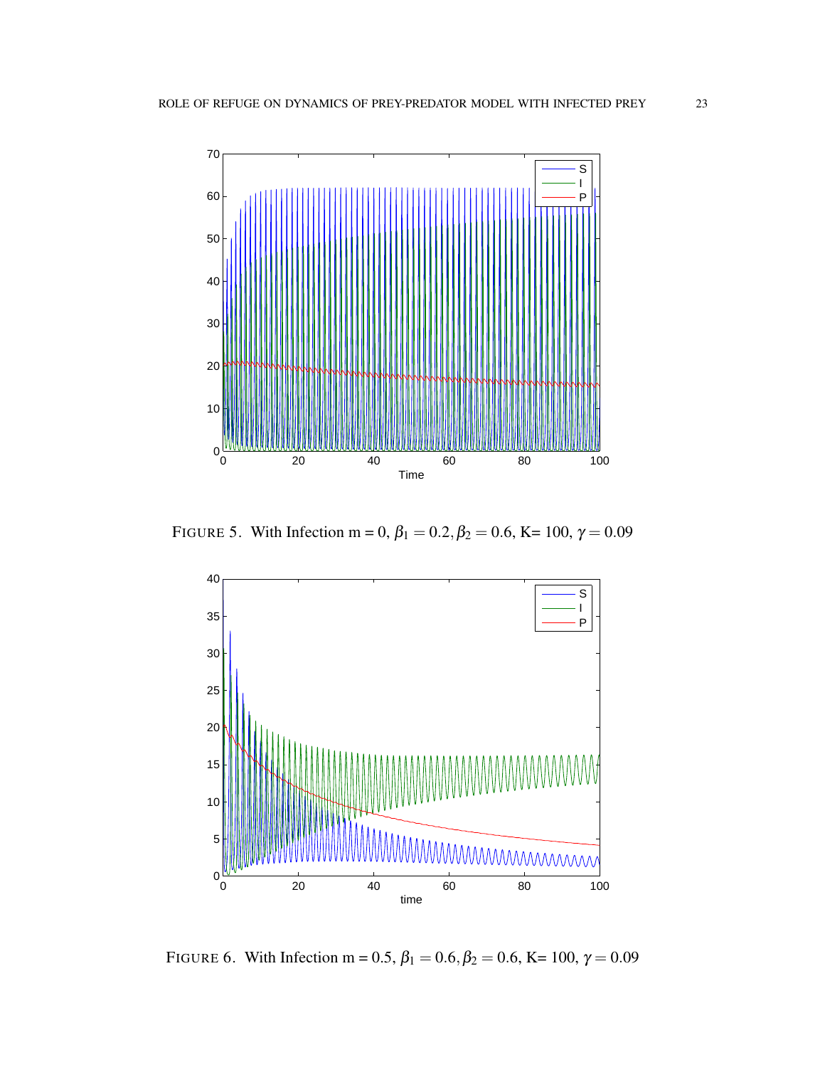FIGURE 5. With Infection m = 0, $\beta_1 = 0.2, \beta_2 = 0.6$, K= 100, $\gamma = 0.09$

FIGURE 6. With Infection m = 0.5, $\beta_1 = 0.6, \beta_2 = 0.6$, K= 100, $\gamma = 0.09$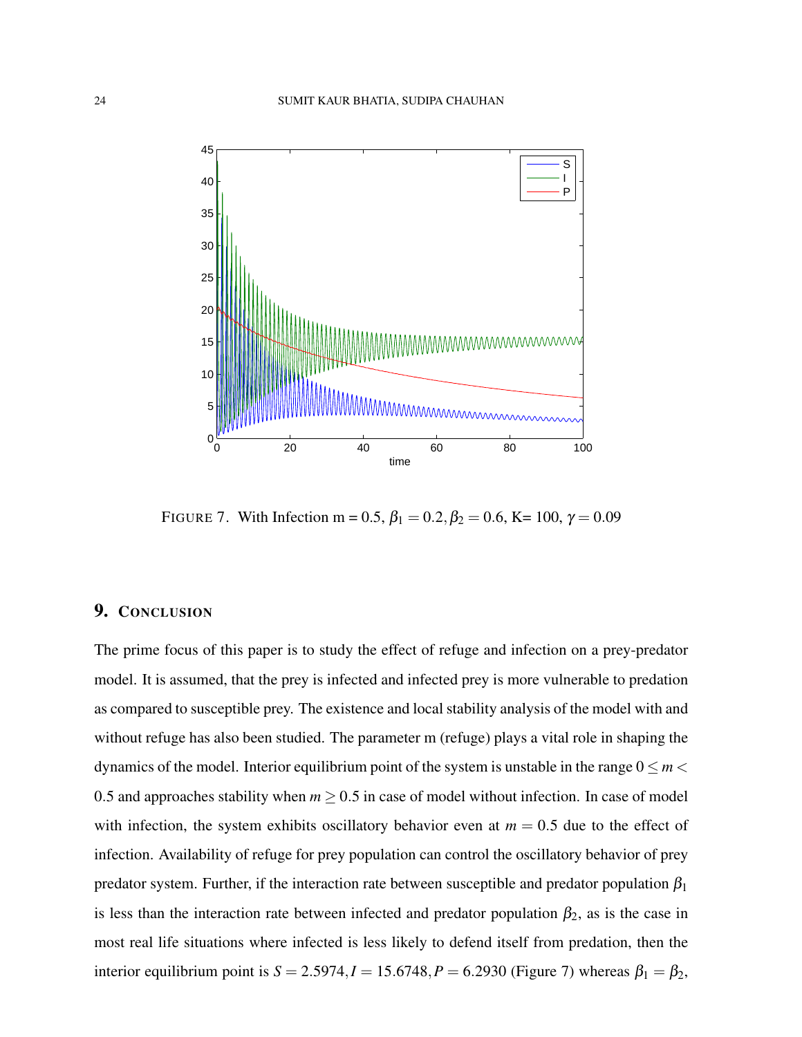FIGURE 7. With Infection m = 0.5, $\beta_1 = 0.2, \beta_2 = 0.6$, K= 100, $\gamma = 0.09$

## 9. CONCLUSION

The prime focus of this paper is to study the effect of refuge and infection on a prey-predator model. It is assumed, that the prey is infected and infected prey is more vulnerable to predation as compared to susceptible prey. The existence and local stability analysis of the model with and without refuge has also been studied. The parameter m (refuge) plays a vital role in shaping the dynamics of the model. Interior equilibrium point of the system is unstable in the range $0 \leq m < 0.5$ and approaches stability when $m \geq 0.5$ in case of model without infection. In case of model with infection, the system exhibits oscillatory behavior even at $m = 0.5$ due to the effect of infection. Availability of refuge for prey population can control the oscillatory behavior of prey predator system. Further, if the interaction rate between susceptible and predator population $\beta_1$ is less than the interaction rate between infected and predator population $\beta_2$, as is the case in most real life situations where infected is less likely to defend itself from predation, then the interior equilibrium point is $S = 2.5974, I = 15.6748, P = 6.2930$ (Figure 7) whereas $\beta_1 = \beta_2$,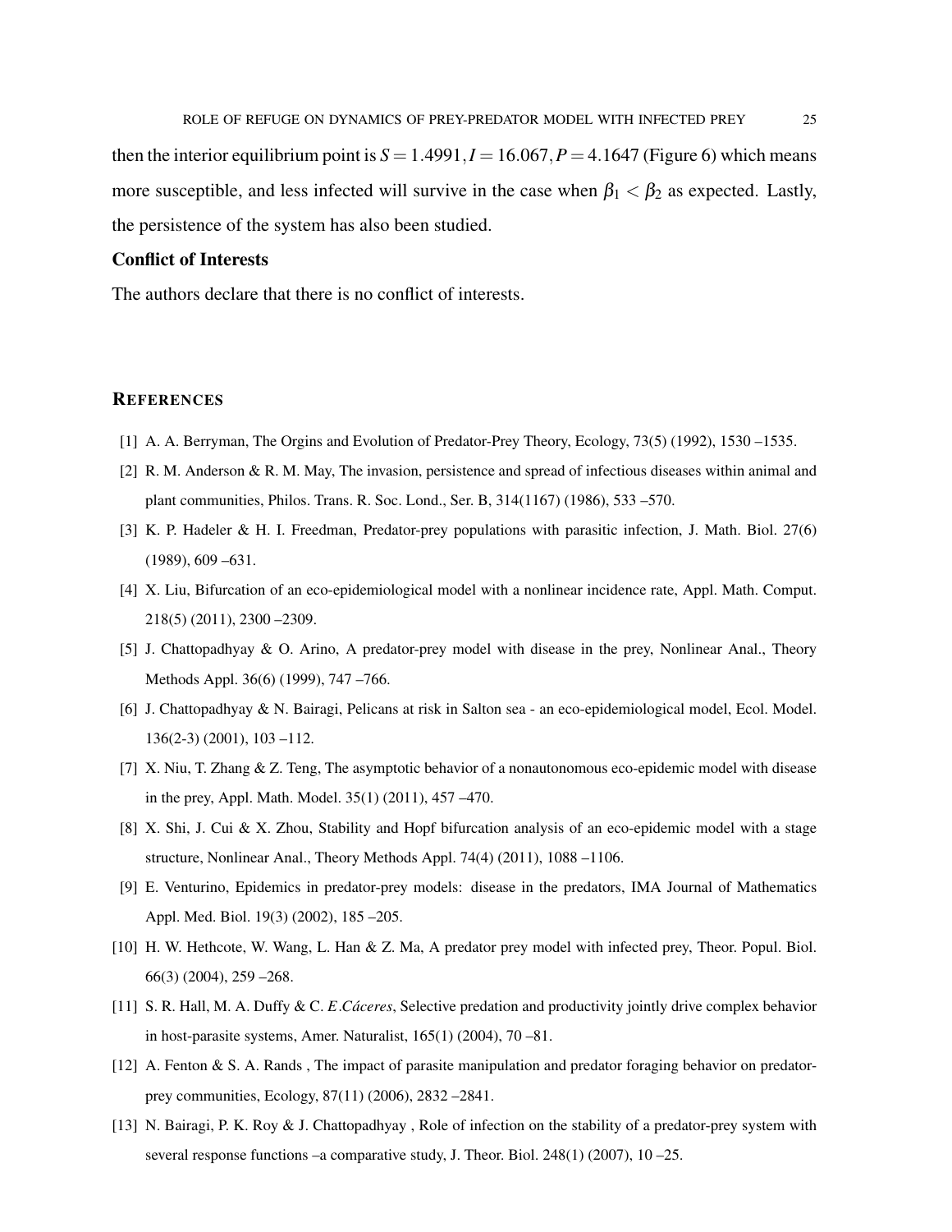then the interior equilibrium point is $S = 1.4991, I = 16.067, P = 4.1647$ (Figure 6) which means more susceptible, and less infected will survive in the case when $\beta_1 < \beta_2$ as expected. Lastly, the persistence of the system has also been studied.

**Conflict of Interests**

The authors declare that there is no conflict of interests.

## REFERENCES

[1] A. A. Berryman, The Orgins and Evolution of Predator-Prey Theory, Ecology, 73(5) (1992), 1530 –1535.

[2] R. M. Anderson & R. M. May, The invasion, persistence and spread of infectious diseases within animal and plant communities, Philos. Trans. R. Soc. Lond., Ser. B, 314(1167) (1986), 533 –570.

[3] K. P. Hadeler & H. I. Freedman, Predator-prey populations with parasitic infection, J. Math. Biol. 27(6) (1989), 609 –631.

[4] X. Liu, Bifurcation of an eco-epidemiological model with a nonlinear incidence rate, Appl. Math. Comput. 218(5) (2011), 2300 –2309.

[5] J. Chattopadhyay & O. Arino, A predator-prey model with disease in the prey, Nonlinear Anal., Theory Methods Appl. 36(6) (1999), 747 –766.

[6] J. Chattopadhyay & N. Bairagi, Pelicans at risk in Salton sea - an eco-epidemiological model, Ecol. Model. 136(2-3) (2001), 103 –112.

[7] X. Niu, T. Zhang & Z. Teng, The asymptotic behavior of a nonautonomous eco-epidemic model with disease in the prey, Appl. Math. Model. 35(1) (2011), 457 –470.

[8] X. Shi, J. Cui & X. Zhou, Stability and Hopf bifurcation analysis of an eco-epidemic model with a stage structure, Nonlinear Anal., Theory Methods Appl. 74(4) (2011), 1088 –1106.

[9] E. Venturino, Epidemics in predator-prey models: disease in the predators, IMA Journal of Mathematics Appl. Med. Biol. 19(3) (2002), 185 –205.

[10] H. W. Hethcote, W. Wang, L. Han & Z. Ma, A predator prey model with infected prey, Theor. Popul. Biol. 66(3) (2004), 259 –268.

[11] S. R. Hall, M. A. Duffy & C. *E.Cáceres*, Selective predation and productivity jointly drive complex behavior in host-parasite systems, Amer. Naturalist, 165(1) (2004), 70 –81.

[12] A. Fenton & S. A. Rands , The impact of parasite manipulation and predator foraging behavior on predator-prey communities, Ecology, 87(11) (2006), 2832 –2841.

[13] N. Bairagi, P. K. Roy & J. Chattopadhyay , Role of infection on the stability of a predator-prey system with several response functions –a comparative study, J. Theor. Biol. 248(1) (2007), 10 –25.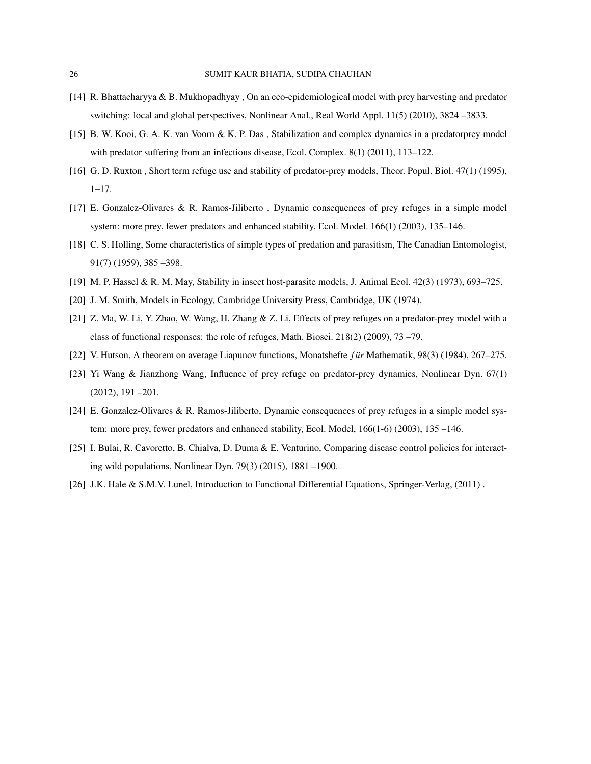[14] R. Bhattacharyya & B. Mukhopadhyay , On an eco-epidemiological model with prey harvesting and predator switching: local and global perspectives, Nonlinear Anal., Real World Appl. 11(5) (2010), 3824 –3833.

[15] B. W. Kooi, G. A. K. van Voorn & K. P. Das , Stabilization and complex dynamics in a predatorprey model with predator suffering from an infectious disease, Ecol. Complex. 8(1) (2011), 113–122.

[16] G. D. Ruxton , Short term refuge use and stability of predator-prey models, Theor. Popul. Biol. 47(1) (1995), 1–17.

[17] E. Gonzalez-Olivares & R. Ramos-Jiliberto , Dynamic consequences of prey refuges in a simple model system: more prey, fewer predators and enhanced stability, Ecol. Model. 166(1) (2003), 135–146.

[18] C. S. Holling, Some characteristics of simple types of predation and parasitism, The Canadian Entomologist, 91(7) (1959), 385 –398.

[19] M. P. Hassel & R. M. May, Stability in insect host-parasite models, J. Animal Ecol. 42(3) (1973), 693–725.

[20] J. M. Smith, Models in Ecology, Cambridge University Press, Cambridge, UK (1974).

[21] Z. Ma, W. Li, Y. Zhao, W. Wang, H. Zhang & Z. Li, Effects of prey refuges on a predator-prey model with a class of functional responses: the role of refuges, Math. Biosci. 218(2) (2009), 73 –79.

[22] V. Hutson, A theorem on average Liapunov functions, Monatshefte *für* Mathematik, 98(3) (1984), 267–275.

[23] Yi Wang & Jianzhong Wang, Influence of prey refuge on predator-prey dynamics, Nonlinear Dyn. 67(1) (2012), 191 –201.

[24] E. Gonzalez-Olivares & R. Ramos-Jiliberto, Dynamic consequences of prey refuges in a simple model system: more prey, fewer predators and enhanced stability, Ecol. Model, 166(1-6) (2003), 135 –146.

[25] I. Bulai, R. Cavoretto, B. Chialva, D. Duma & E. Venturino, Comparing disease control policies for interacting wild populations, Nonlinear Dyn. 79(3) (2015), 1881 –1900.

[26] J.K. Hale & S.M.V. Lunel, Introduction to Functional Differential Equations, Springer-Verlag, (2011) .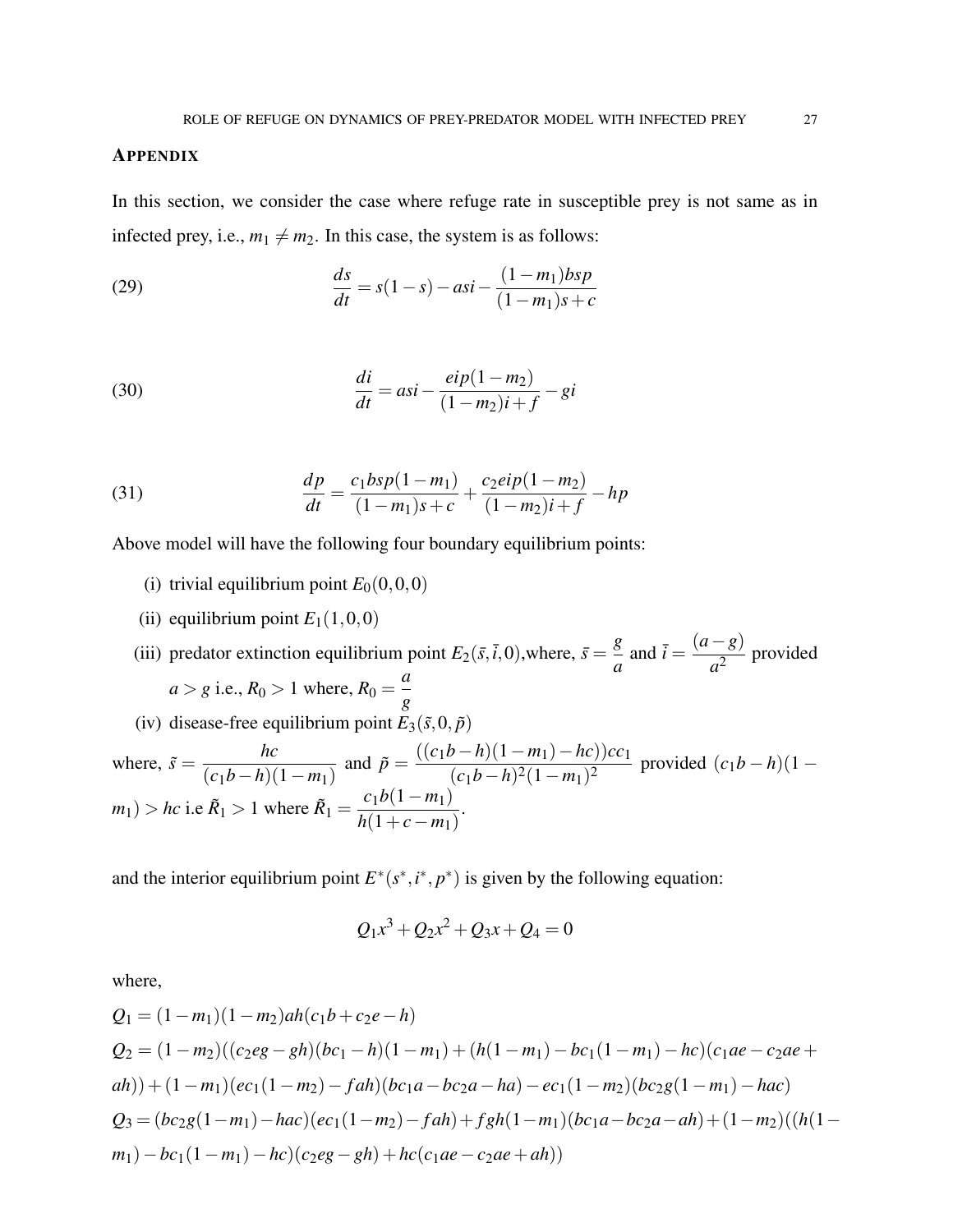## APPENDIX

In this section, we consider the case where refuge rate in susceptible prey is not same as in infected prey, i.e., $m_1 \neq m_2$. In this case, the system is as follows:

$$\frac{ds}{dt} = s(1-s) - asi - \frac{(1-m_1)bsp}{(1-m_1)s+c} \tag{29}$$

$$\frac{di}{dt} = asi - \frac{eip(1-m_2)}{(1-m_2)i+f} - gi \tag{30}$$

$$\frac{dp}{dt} = \frac{c_1 bsp(1-m_1)}{(1-m_1)s+c} + \frac{c_2 eip(1-m_2)}{(1-m_2)i+f} - hp \tag{31}$$

Above model will have the following four boundary equilibrium points:

(i) trivial equilibrium point $E_0(0,0,0)$

(ii) equilibrium point $E_1(1,0,0)$

(iii) predator extinction equilibrium point $E_2(\bar{s},\bar{i},0)$,where, $\bar{s} = \dfrac{g}{a}$ and $\bar{i} = \dfrac{(a-g)}{a^2}$ provided $a > g$ i.e., $R_0 > 1$ where, $R_0 = \dfrac{a}{g}$

(iv) disease-free equilibrium point $E_3(\tilde{s},0,\tilde{p})$

where, $\tilde{s} = \dfrac{hc}{(c_1 b - h)(1-m_1)}$ and $\tilde{p} = \dfrac{((c_1 b - h)(1-m_1) - hc))cc_1}{(c_1 b - h)^2(1-m_1)^2}$ provided $(c_1 b - h)(1-m_1) > hc$ i.e $\tilde{R}_1 > 1$ where $\tilde{R}_1 = \dfrac{c_1 b(1-m_1)}{h(1+c-m_1)}$.

and the interior equilibrium point $E^*(s^*,i^*,p^*)$ is given by the following equation:

$$Q_1 x^3 + Q_2 x^2 + Q_3 x + Q_4 = 0$$

where,

$Q_1 = (1-m_1)(1-m_2)ah(c_1 b + c_2 e - h)$

$Q_2 = (1-m_2)((c_2 eg - gh)(bc_1 - h)(1-m_1) + (h(1-m_1) - bc_1(1-m_1) - hc)(c_1 ae - c_2 ae + ah)) + (1-m_1)(ec_1(1-m_2) - fah)(bc_1 a - bc_2 a - ha) - ec_1(1-m_2)(bc_2 g(1-m_1) - hac)$

$Q_3 = (bc_2 g(1-m_1) - hac)(ec_1(1-m_2) - fah) + fgh(1-m_1)(bc_1 a - bc_2 a - ah) + (1-m_2)((h(1-m_1) - bc_1(1-m_1) - hc)(c_2 eg - gh) + hc(c_1 ae - c_2 ae + ah))$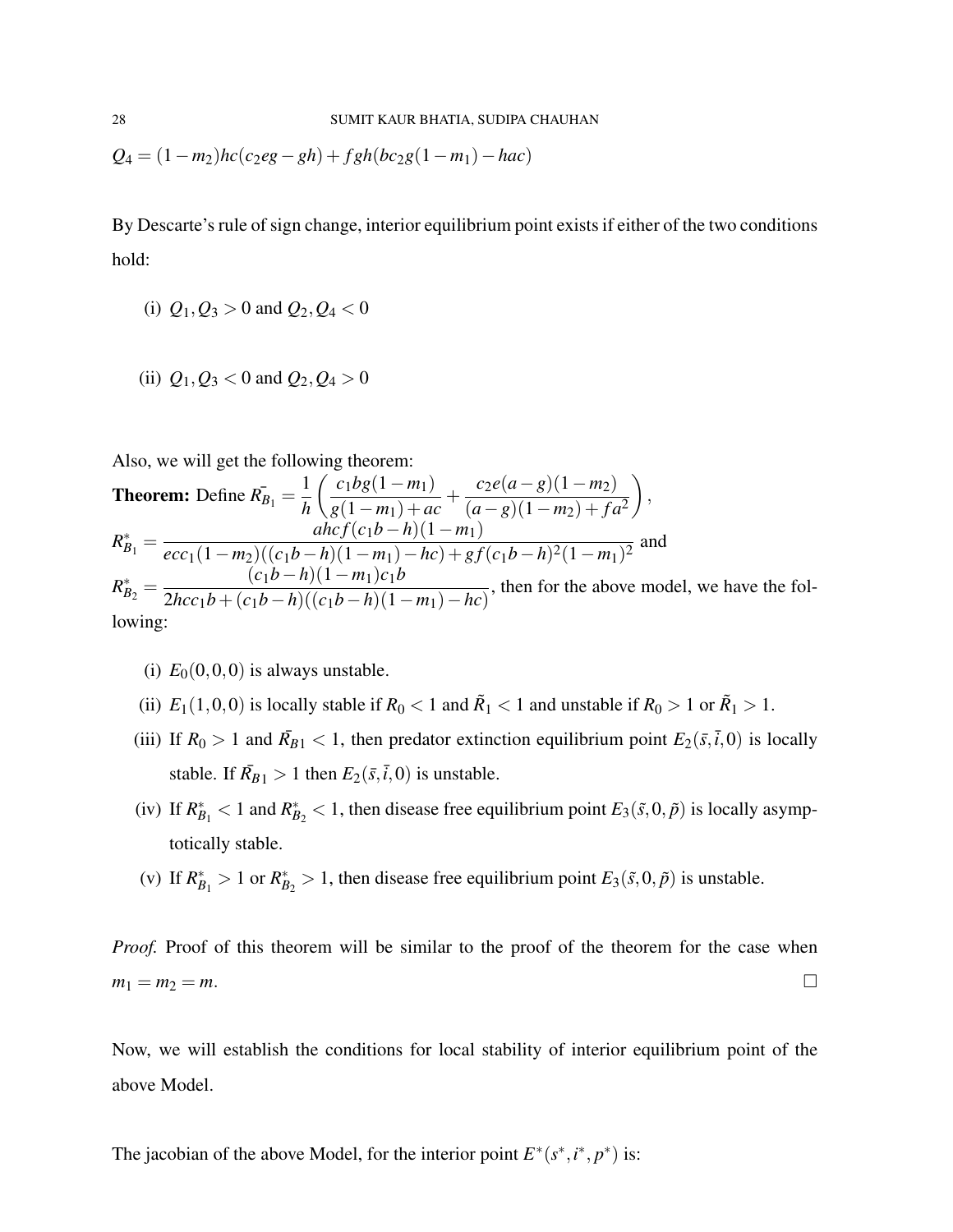$Q_4 = (1-m_2)hc(c_2eg - gh) + fgh(bc_2g(1-m_1) - hac)$

By Descarte's rule of sign change, interior equilibrium point exists if either of the two conditions hold:

(i) $Q_1, Q_3 > 0$ and $Q_2, Q_4 < 0$

(ii) $Q_1, Q_3 < 0$ and $Q_2, Q_4 > 0$

Also, we will get the following theorem:

**Theorem:** Define $\bar{R_{B_1}} = \dfrac{1}{h}\left(\dfrac{c_1bg(1-m_1)}{g(1-m_1)+ac} + \dfrac{c_2e(a-g)(1-m_2)}{(a-g)(1-m_2)+fa^2}\right)$,
$R^*_{B_1} = \dfrac{ahcf(c_1b-h)(1-m_1)}{ecc_1(1-m_2)((c_1b-h)(1-m_1)-hc)+gf(c_1b-h)^2(1-m_1)^2}$ and
$R^*_{B_2} = \dfrac{(c_1b-h)(1-m_1)c_1b}{2hcc_1b+(c_1b-h)((c_1b-h)(1-m_1)-hc)}$, then for the above model, we have the following:

(i) $E_0(0,0,0)$ is always unstable.

(ii) $E_1(1,0,0)$ is locally stable if $R_0 < 1$ and $\tilde{R}_1 < 1$ and unstable if $R_0 > 1$ or $\tilde{R}_1 > 1$.

(iii) If $R_0 > 1$ and $\bar{R_{B1}} < 1$, then predator extinction equilibrium point $E_2(\bar{s},\bar{i},0)$ is locally stable. If $\bar{R_{B1}} > 1$ then $E_2(\bar{s},\bar{i},0)$ is unstable.

(iv) If $R^*_{B_1} < 1$ and $R^*_{B_2} < 1$, then disease free equilibrium point $E_3(\tilde{s},0,\tilde{p})$ is locally asymptotically stable.

(v) If $R^*_{B_1} > 1$ or $R^*_{B_2} > 1$, then disease free equilibrium point $E_3(\tilde{s},0,\tilde{p})$ is unstable.

*Proof.* Proof of this theorem will be similar to the proof of the theorem for the case when $m_1 = m_2 = m$. □

Now, we will establish the conditions for local stability of interior equilibrium point of the above Model.

The jacobian of the above Model, for the interior point $E^*(s^*, i^*, p^*)$ is: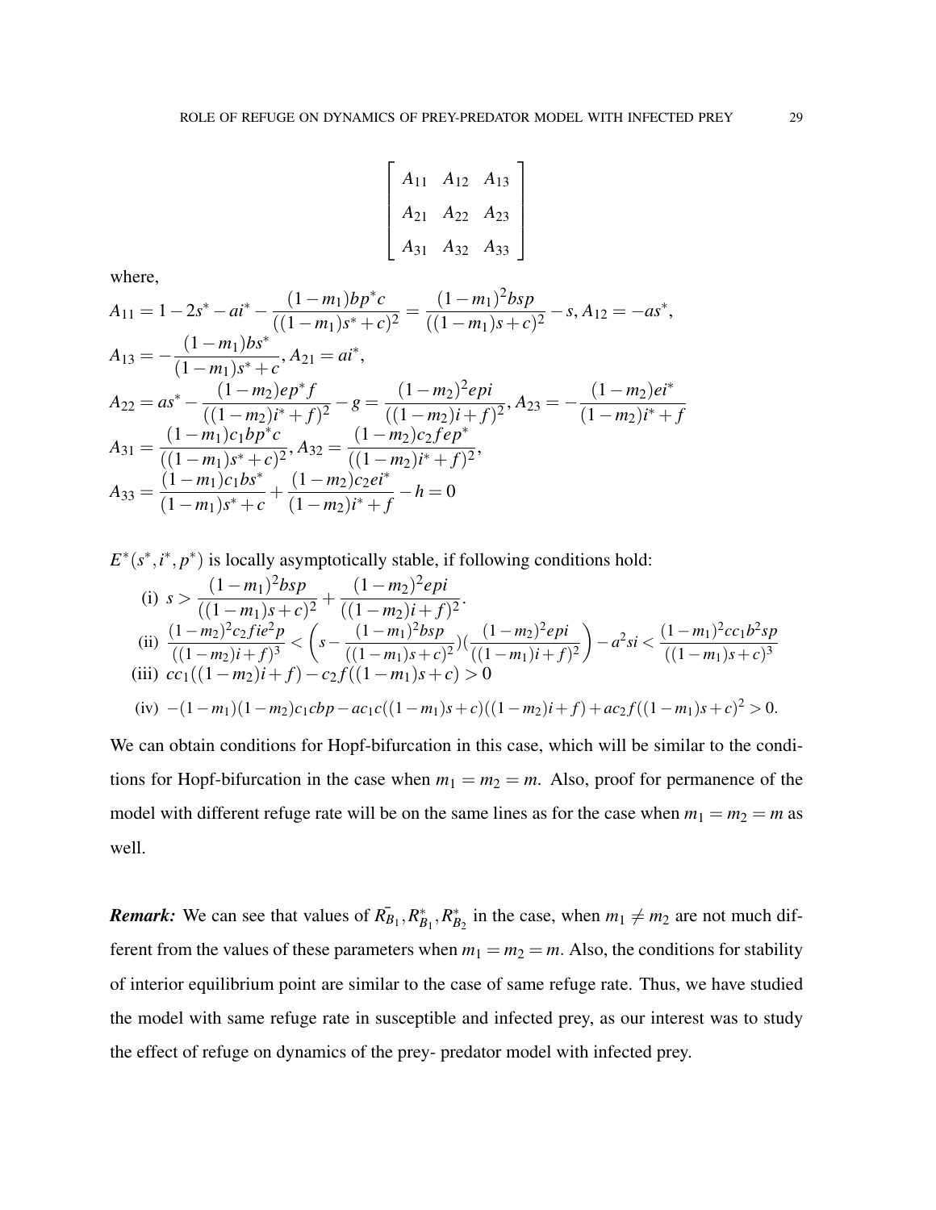$$\begin{bmatrix} A_{11} & A_{12} & A_{13} \\ A_{21} & A_{22} & A_{23} \\ A_{31} & A_{32} & A_{33} \end{bmatrix}$$

where,

$$A_{11} = 1 - 2s^* - ai^* - \frac{(1-m_1)bp^*c}{((1-m_1)s^*+c)^2} = \frac{(1-m_1)^2 bsp}{((1-m_1)s+c)^2} - s, A_{12} = -as^*,$$

$$A_{13} = -\frac{(1-m_1)bs^*}{(1-m_1)s^*+c}, A_{21} = ai^*,$$

$$A_{22} = as^* - \frac{(1-m_2)ep^*f}{((1-m_2)i^*+f)^2} - g = \frac{(1-m_2)^2 epi}{((1-m_2)i+f)^2}, A_{23} = -\frac{(1-m_2)ei^*}{(1-m_2)i^*+f}$$

$$A_{31} = \frac{(1-m_1)c_1bp^*c}{((1-m_1)s^*+c)^2}, A_{32} = \frac{(1-m_2)c_2fep^*}{((1-m_2)i^*+f)^2},$$

$$A_{33} = \frac{(1-m_1)c_1bs^*}{(1-m_1)s^*+c} + \frac{(1-m_2)c_2ei^*}{(1-m_2)i^*+f} - h = 0$$

$E^*(s^*, i^*, p^*)$ is locally asymptotically stable, if following conditions hold:

(i) $s > \dfrac{(1-m_1)^2 bsp}{((1-m_1)s+c)^2} + \dfrac{(1-m_2)^2 epi}{((1-m_2)i+f)^2}$.

(ii) $\dfrac{(1-m_2)^2 c_2 fie^2 p}{((1-m_2)i+f)^3} < \left(s - \dfrac{(1-m_1)^2 bsp}{((1-m_1)s+c)^2}\right)\left(\dfrac{(1-m_2)^2 epi}{((1-m_1)i+f)^2}\right) - a^2 si < \dfrac{(1-m_1)^2 cc_1 b^2 sp}{((1-m_1)s+c)^3}$

(iii) $cc_1((1-m_2)i+f) - c_2 f((1-m_1)s+c) > 0$

(iv) $-(1-m_1)(1-m_2)c_1cbp - ac_1c((1-m_1)s+c)((1-m_2)i+f) + ac_2f((1-m_1)s+c)^2 > 0.$

We can obtain conditions for Hopf-bifurcation in this case, which will be similar to the conditions for Hopf-bifurcation in the case when $m_1 = m_2 = m$. Also, proof for permanence of the model with different refuge rate will be on the same lines as for the case when $m_1 = m_2 = m$ as well.

***Remark:*** We can see that values of $\bar{R_{B_1}}, R^*_{B_1}, R^*_{B_2}$ in the case, when $m_1 \neq m_2$ are not much different from the values of these parameters when $m_1 = m_2 = m$. Also, the conditions for stability of interior equilibrium point are similar to the case of same refuge rate. Thus, we have studied the model with same refuge rate in susceptible and infected prey, as our interest was to study the effect of refuge on dynamics of the prey- predator model with infected prey.